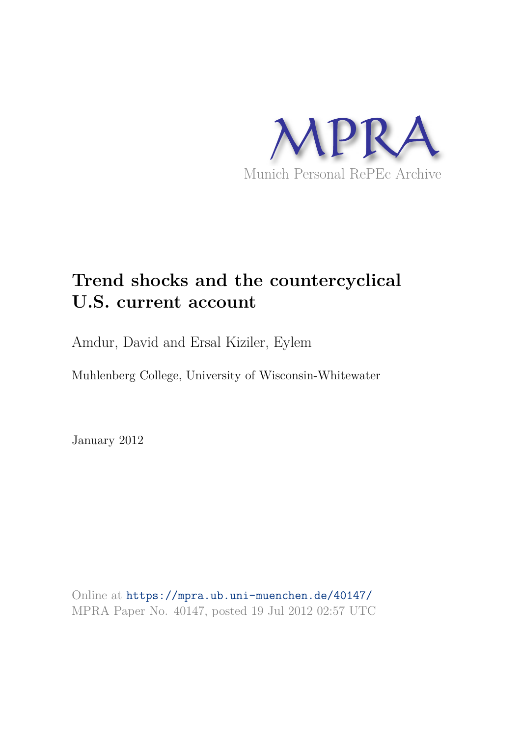MPRA

Munich Personal RePEc Archive

# Trend shocks and the countercyclical U.S. current account

Amdur, David and Ersal Kiziler, Eylem

Muhlenberg College, University of Wisconsin-Whitewater

January 2012

Online at https://mpra.ub.uni-muenchen.de/40147/
MPRA Paper No. 40147, posted 19 Jul 2012 02:57 UTC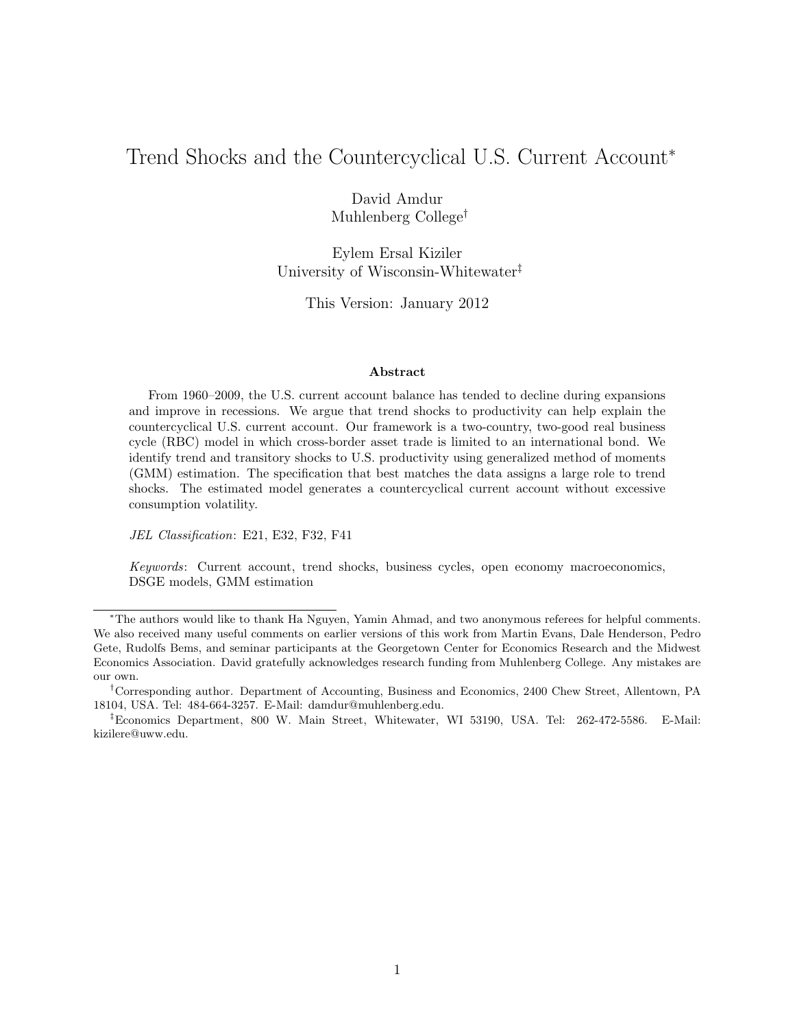# Trend Shocks and the Countercyclical U.S. Current Account*

David Amdur
Muhlenberg College†

Eylem Ersal Kiziler
University of Wisconsin-Whitewater‡

This Version: January 2012

### Abstract

From 1960–2009, the U.S. current account balance has tended to decline during expansions and improve in recessions. We argue that trend shocks to productivity can help explain the countercyclical U.S. current account. Our framework is a two-country, two-good real business cycle (RBC) model in which cross-border asset trade is limited to an international bond. We identify trend and transitory shocks to U.S. productivity using generalized method of moments (GMM) estimation. The specification that best matches the data assigns a large role to trend shocks. The estimated model generates a countercyclical current account without excessive consumption volatility.

*JEL Classification*: E21, E32, F32, F41

*Keywords*: Current account, trend shocks, business cycles, open economy macroeconomics, DSGE models, GMM estimation

---

*The authors would like to thank Ha Nguyen, Yamin Ahmad, and two anonymous referees for helpful comments. We also received many useful comments on earlier versions of this work from Martin Evans, Dale Henderson, Pedro Gete, Rudolfs Bems, and seminar participants at the Georgetown Center for Economics Research and the Midwest Economics Association. David gratefully acknowledges research funding from Muhlenberg College. Any mistakes are our own.

†Corresponding author. Department of Accounting, Business and Economics, 2400 Chew Street, Allentown, PA 18104, USA. Tel: 484-664-3257. E-Mail: damdur@muhlenberg.edu.

‡Economics Department, 800 W. Main Street, Whitewater, WI 53190, USA. Tel: 262-472-5586. E-Mail: kizilere@uww.edu.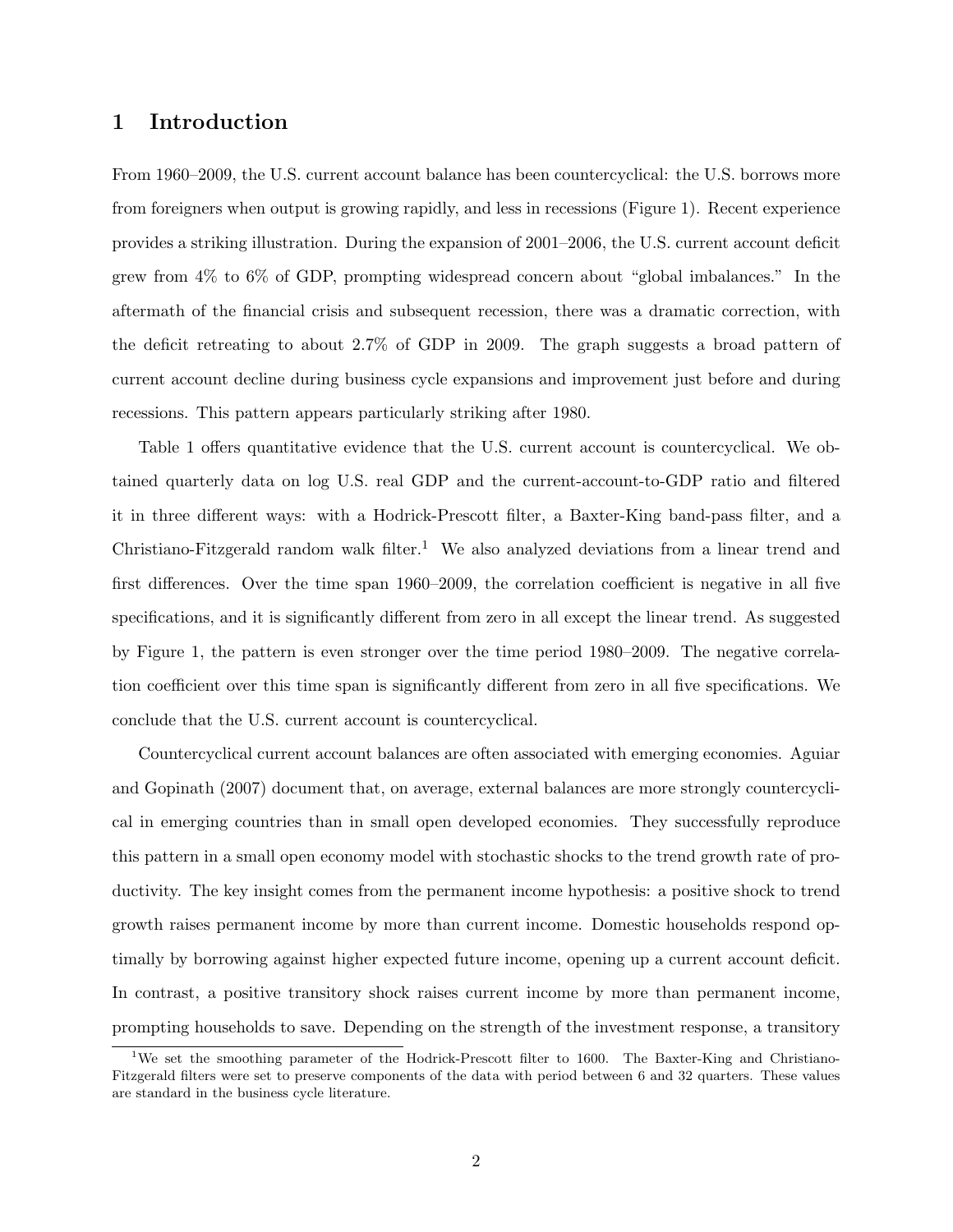## 1 Introduction

From 1960–2009, the U.S. current account balance has been countercyclical: the U.S. borrows more from foreigners when output is growing rapidly, and less in recessions (Figure 1). Recent experience provides a striking illustration. During the expansion of 2001–2006, the U.S. current account deficit grew from 4% to 6% of GDP, prompting widespread concern about "global imbalances." In the aftermath of the financial crisis and subsequent recession, there was a dramatic correction, with the deficit retreating to about 2.7% of GDP in 2009. The graph suggests a broad pattern of current account decline during business cycle expansions and improvement just before and during recessions. This pattern appears particularly striking after 1980.

Table 1 offers quantitative evidence that the U.S. current account is countercyclical. We obtained quarterly data on log U.S. real GDP and the current-account-to-GDP ratio and filtered it in three different ways: with a Hodrick-Prescott filter, a Baxter-King band-pass filter, and a Christiano-Fitzgerald random walk filter.[1] We also analyzed deviations from a linear trend and first differences. Over the time span 1960–2009, the correlation coefficient is negative in all five specifications, and it is significantly different from zero in all except the linear trend. As suggested by Figure 1, the pattern is even stronger over the time period 1980–2009. The negative correlation coefficient over this time span is significantly different from zero in all five specifications. We conclude that the U.S. current account is countercyclical.

Countercyclical current account balances are often associated with emerging economies. Aguiar and Gopinath (2007) document that, on average, external balances are more strongly countercyclical in emerging countries than in small open developed economies. They successfully reproduce this pattern in a small open economy model with stochastic shocks to the trend growth rate of productivity. The key insight comes from the permanent income hypothesis: a positive shock to trend growth raises permanent income by more than current income. Domestic households respond optimally by borrowing against higher expected future income, opening up a current account deficit. In contrast, a positive transitory shock raises current income by more than permanent income, prompting households to save. Depending on the strength of the investment response, a transitory

[1] We set the smoothing parameter of the Hodrick-Prescott filter to 1600. The Baxter-King and Christiano-Fitzgerald filters were set to preserve components of the data with period between 6 and 32 quarters. These values are standard in the business cycle literature.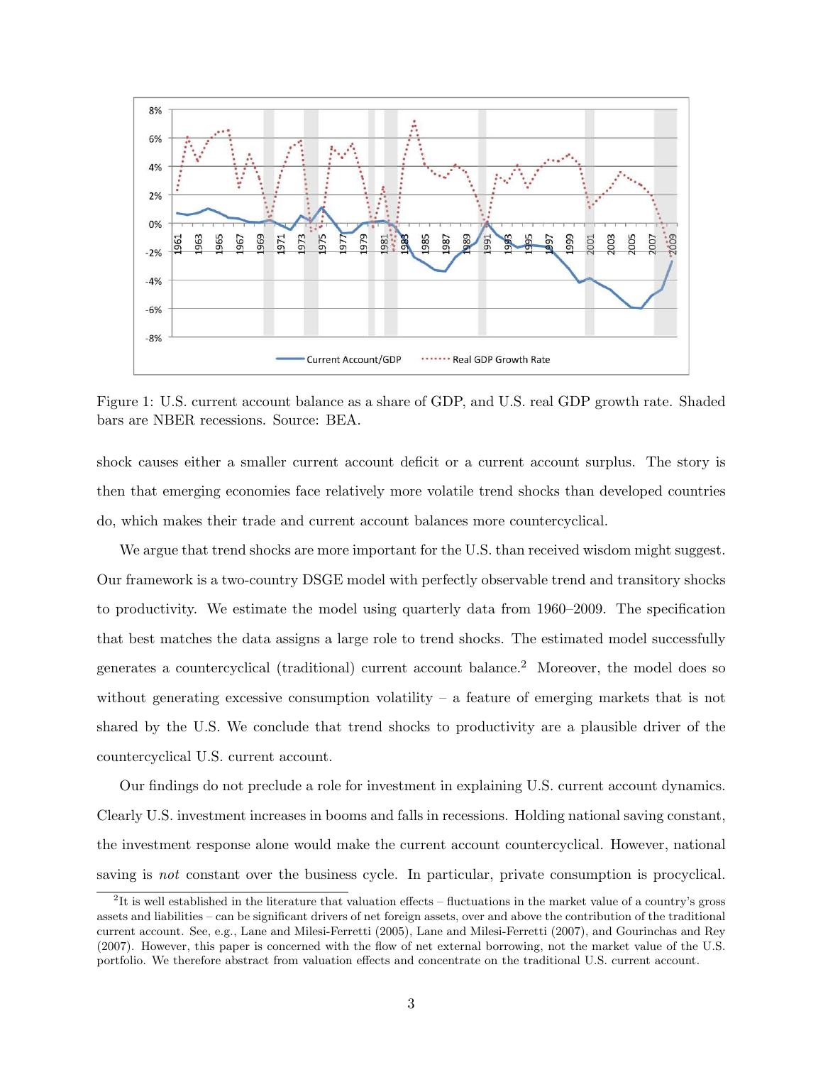Figure 1: U.S. current account balance as a share of GDP, and U.S. real GDP growth rate. Shaded bars are NBER recessions. Source: BEA.

shock causes either a smaller current account deficit or a current account surplus. The story is then that emerging economies face relatively more volatile trend shocks than developed countries do, which makes their trade and current account balances more countercyclical.

We argue that trend shocks are more important for the U.S. than received wisdom might suggest. Our framework is a two-country DSGE model with perfectly observable trend and transitory shocks to productivity. We estimate the model using quarterly data from 1960–2009. The specification that best matches the data assigns a large role to trend shocks. The estimated model successfully generates a countercyclical (traditional) current account balance.[2] Moreover, the model does so without generating excessive consumption volatility – a feature of emerging markets that is not shared by the U.S. We conclude that trend shocks to productivity are a plausible driver of the countercyclical U.S. current account.

Our findings do not preclude a role for investment in explaining U.S. current account dynamics. Clearly U.S. investment increases in booms and falls in recessions. Holding national saving constant, the investment response alone would make the current account countercyclical. However, national saving is *not* constant over the business cycle. In particular, private consumption is procyclical.

[2] It is well established in the literature that valuation effects – fluctuations in the market value of a country's gross assets and liabilities – can be significant drivers of net foreign assets, over and above the contribution of the traditional current account. See, e.g., Lane and Milesi-Ferretti (2005), Lane and Milesi-Ferretti (2007), and Gourinchas and Rey (2007). However, this paper is concerned with the flow of net external borrowing, not the market value of the U.S. portfolio. We therefore abstract from valuation effects and concentrate on the traditional U.S. current account.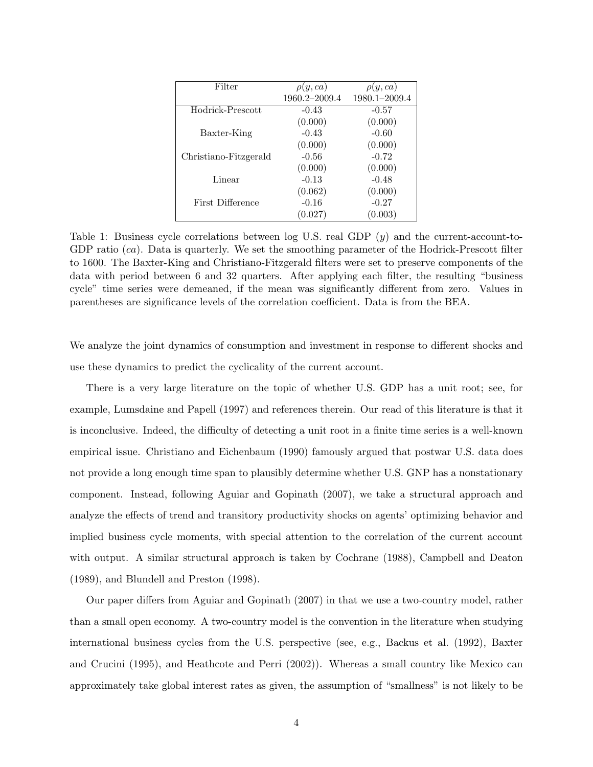| Filter | $\rho(y, ca)$ 1960.2–2009.4 | $\rho(y, ca)$ 1980.1–2009.4 |
|---|---|---|
| Hodrick-Prescott | -0.43 | -0.57 |
| | (0.000) | (0.000) |
| Baxter-King | -0.43 | -0.60 |
| | (0.000) | (0.000) |
| Christiano-Fitzgerald | -0.56 | -0.72 |
| | (0.000) | (0.000) |
| Linear | -0.13 | -0.48 |
| | (0.062) | (0.000) |
| First Difference | -0.16 | -0.27 |
| | (0.027) | (0.003) |

Table 1: Business cycle correlations between log U.S. real GDP ($y$) and the current-account-to-GDP ratio ($ca$). Data is quarterly. We set the smoothing parameter of the Hodrick-Prescott filter to 1600. The Baxter-King and Christiano-Fitzgerald filters were set to preserve components of the data with period between 6 and 32 quarters. After applying each filter, the resulting "business cycle" time series were demeaned, if the mean was significantly different from zero. Values in parentheses are significance levels of the correlation coefficient. Data is from the BEA.

We analyze the joint dynamics of consumption and investment in response to different shocks and use these dynamics to predict the cyclicality of the current account.

There is a very large literature on the topic of whether U.S. GDP has a unit root; see, for example, Lumsdaine and Papell (1997) and references therein. Our read of this literature is that it is inconclusive. Indeed, the difficulty of detecting a unit root in a finite time series is a well-known empirical issue. Christiano and Eichenbaum (1990) famously argued that postwar U.S. data does not provide a long enough time span to plausibly determine whether U.S. GNP has a nonstationary component. Instead, following Aguiar and Gopinath (2007), we take a structural approach and analyze the effects of trend and transitory productivity shocks on agents' optimizing behavior and implied business cycle moments, with special attention to the correlation of the current account with output. A similar structural approach is taken by Cochrane (1988), Campbell and Deaton (1989), and Blundell and Preston (1998).

Our paper differs from Aguiar and Gopinath (2007) in that we use a two-country model, rather than a small open economy. A two-country model is the convention in the literature when studying international business cycles from the U.S. perspective (see, e.g., Backus et al. (1992), Baxter and Crucini (1995), and Heathcote and Perri (2002)). Whereas a small country like Mexico can approximately take global interest rates as given, the assumption of "smallness" is not likely to be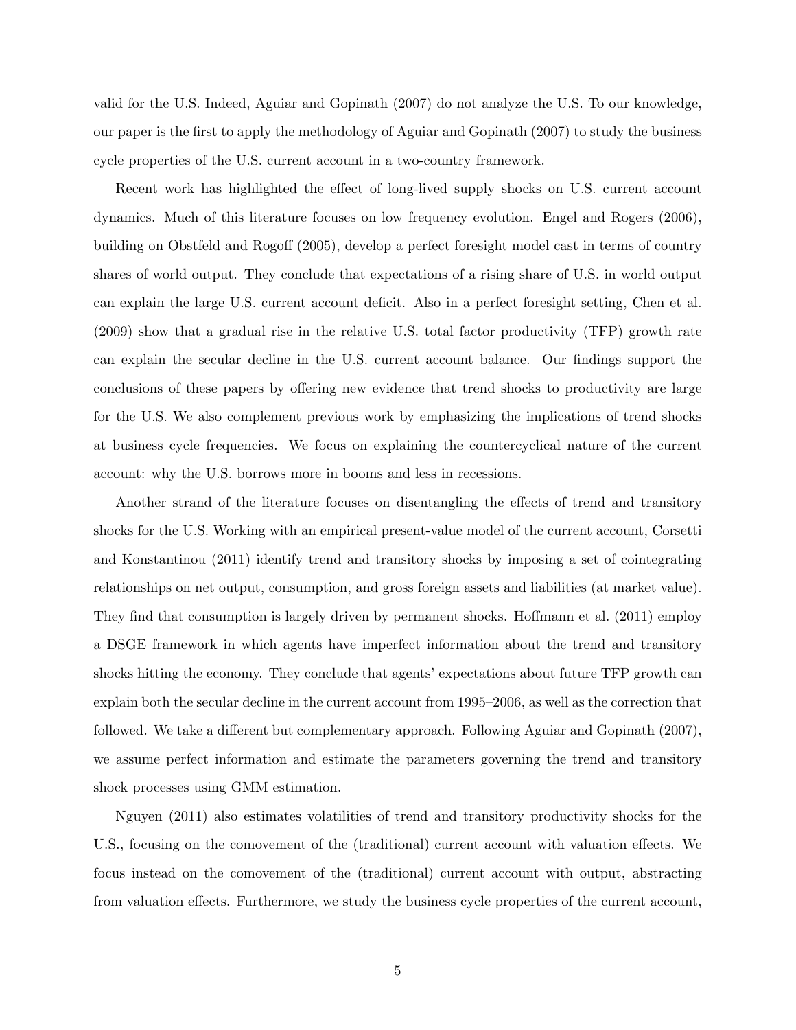valid for the U.S. Indeed, Aguiar and Gopinath (2007) do not analyze the U.S. To our knowledge, our paper is the first to apply the methodology of Aguiar and Gopinath (2007) to study the business cycle properties of the U.S. current account in a two-country framework.

Recent work has highlighted the effect of long-lived supply shocks on U.S. current account dynamics. Much of this literature focuses on low frequency evolution. Engel and Rogers (2006), building on Obstfeld and Rogoff (2005), develop a perfect foresight model cast in terms of country shares of world output. They conclude that expectations of a rising share of U.S. in world output can explain the large U.S. current account deficit. Also in a perfect foresight setting, Chen et al. (2009) show that a gradual rise in the relative U.S. total factor productivity (TFP) growth rate can explain the secular decline in the U.S. current account balance. Our findings support the conclusions of these papers by offering new evidence that trend shocks to productivity are large for the U.S. We also complement previous work by emphasizing the implications of trend shocks at business cycle frequencies. We focus on explaining the countercyclical nature of the current account: why the U.S. borrows more in booms and less in recessions.

Another strand of the literature focuses on disentangling the effects of trend and transitory shocks for the U.S. Working with an empirical present-value model of the current account, Corsetti and Konstantinou (2011) identify trend and transitory shocks by imposing a set of cointegrating relationships on net output, consumption, and gross foreign assets and liabilities (at market value). They find that consumption is largely driven by permanent shocks. Hoffmann et al. (2011) employ a DSGE framework in which agents have imperfect information about the trend and transitory shocks hitting the economy. They conclude that agents' expectations about future TFP growth can explain both the secular decline in the current account from 1995–2006, as well as the correction that followed. We take a different but complementary approach. Following Aguiar and Gopinath (2007), we assume perfect information and estimate the parameters governing the trend and transitory shock processes using GMM estimation.

Nguyen (2011) also estimates volatilities of trend and transitory productivity shocks for the U.S., focusing on the comovement of the (traditional) current account with valuation effects. We focus instead on the comovement of the (traditional) current account with output, abstracting from valuation effects. Furthermore, we study the business cycle properties of the current account,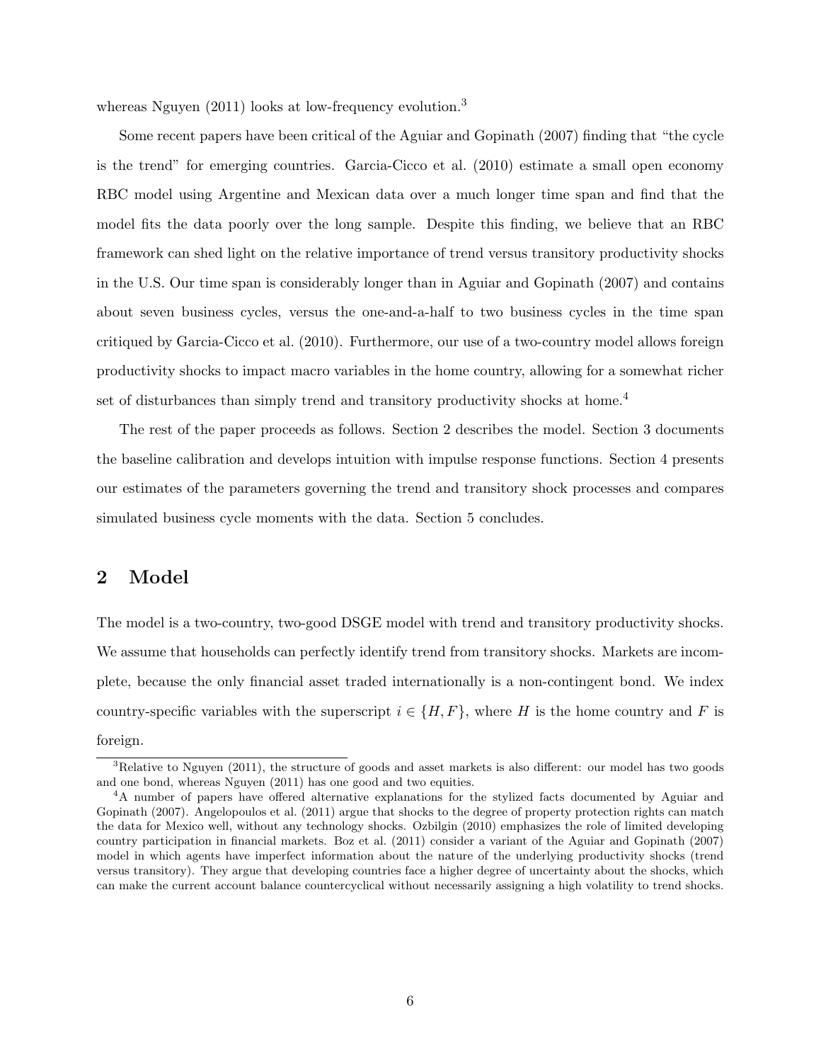whereas Nguyen (2011) looks at low-frequency evolution.[3]

Some recent papers have been critical of the Aguiar and Gopinath (2007) finding that "the cycle is the trend" for emerging countries. Garcia-Cicco et al. (2010) estimate a small open economy RBC model using Argentine and Mexican data over a much longer time span and find that the model fits the data poorly over the long sample. Despite this finding, we believe that an RBC framework can shed light on the relative importance of trend versus transitory productivity shocks in the U.S. Our time span is considerably longer than in Aguiar and Gopinath (2007) and contains about seven business cycles, versus the one-and-a-half to two business cycles in the time span critiqued by Garcia-Cicco et al. (2010). Furthermore, our use of a two-country model allows foreign productivity shocks to impact macro variables in the home country, allowing for a somewhat richer set of disturbances than simply trend and transitory productivity shocks at home.[4]

The rest of the paper proceeds as follows. Section 2 describes the model. Section 3 documents the baseline calibration and develops intuition with impulse response functions. Section 4 presents our estimates of the parameters governing the trend and transitory shock processes and compares simulated business cycle moments with the data. Section 5 concludes.

## 2 Model

The model is a two-country, two-good DSGE model with trend and transitory productivity shocks. We assume that households can perfectly identify trend from transitory shocks. Markets are incomplete, because the only financial asset traded internationally is a non-contingent bond. We index country-specific variables with the superscript $i \in \{H, F\}$, where $H$ is the home country and $F$ is foreign.

[3] Relative to Nguyen (2011), the structure of goods and asset markets is also different: our model has two goods and one bond, whereas Nguyen (2011) has one good and two equities.

[4] A number of papers have offered alternative explanations for the stylized facts documented by Aguiar and Gopinath (2007). Angelopoulos et al. (2011) argue that shocks to the degree of property protection rights can match the data for Mexico well, without any technology shocks. Ozbilgin (2010) emphasizes the role of limited developing country participation in financial markets. Boz et al. (2011) consider a variant of the Aguiar and Gopinath (2007) model in which agents have imperfect information about the nature of the underlying productivity shocks (trend versus transitory). They argue that developing countries face a higher degree of uncertainty about the shocks, which can make the current account balance countercyclical without necessarily assigning a high volatility to trend shocks.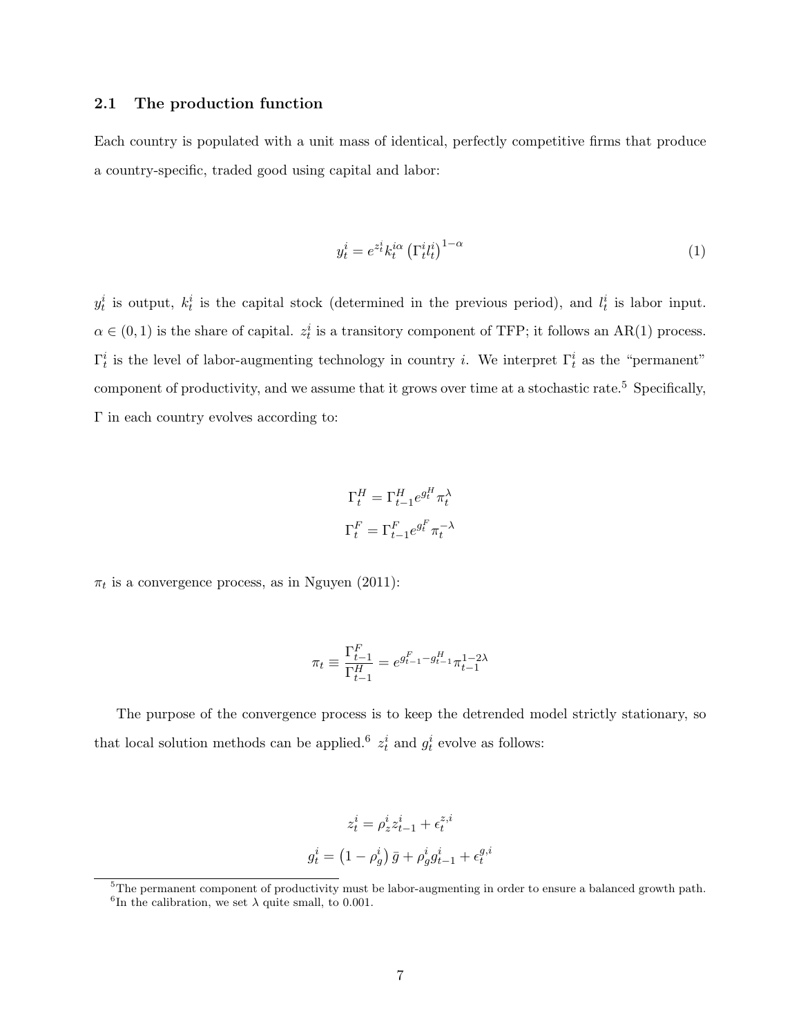## 2.1 The production function

Each country is populated with a unit mass of identical, perfectly competitive firms that produce a country-specific, traded good using capital and labor:

$$y_t^i = e^{z_t^i} k_t^{i\alpha} \left(\Gamma_t^i l_t^i\right)^{1-\alpha} \tag{1}$$

$y_t^i$ is output, $k_t^i$ is the capital stock (determined in the previous period), and $l_t^i$ is labor input. $\alpha \in (0,1)$ is the share of capital. $z_t^i$ is a transitory component of TFP; it follows an AR(1) process. $\Gamma_t^i$ is the level of labor-augmenting technology in country $i$. We interpret $\Gamma_t^i$ as the "permanent" component of productivity, and we assume that it grows over time at a stochastic rate.[5] Specifically, $\Gamma$ in each country evolves according to:

$$\Gamma_t^H = \Gamma_{t-1}^H e^{g_t^H} \pi_t^{\lambda}$$

$$\Gamma_t^F = \Gamma_{t-1}^F e^{g_t^F} \pi_t^{-\lambda}$$

$\pi_t$ is a convergence process, as in Nguyen (2011):

$$\pi_t \equiv \frac{\Gamma_{t-1}^F}{\Gamma_{t-1}^H} = e^{g_{t-1}^F - g_{t-1}^H} \pi_{t-1}^{1-2\lambda}$$

The purpose of the convergence process is to keep the detrended model strictly stationary, so that local solution methods can be applied.[6] $z_t^i$ and $g_t^i$ evolve as follows:

$$z_t^i = \rho_z^i z_{t-1}^i + \epsilon_t^{z,i}$$

$$g_t^i = \left(1 - \rho_g^i\right) \bar{g} + \rho_g^i g_{t-1}^i + \epsilon_t^{g,i}$$

[5] The permanent component of productivity must be labor-augmenting in order to ensure a balanced growth path.

[6] In the calibration, we set $\lambda$ quite small, to 0.001.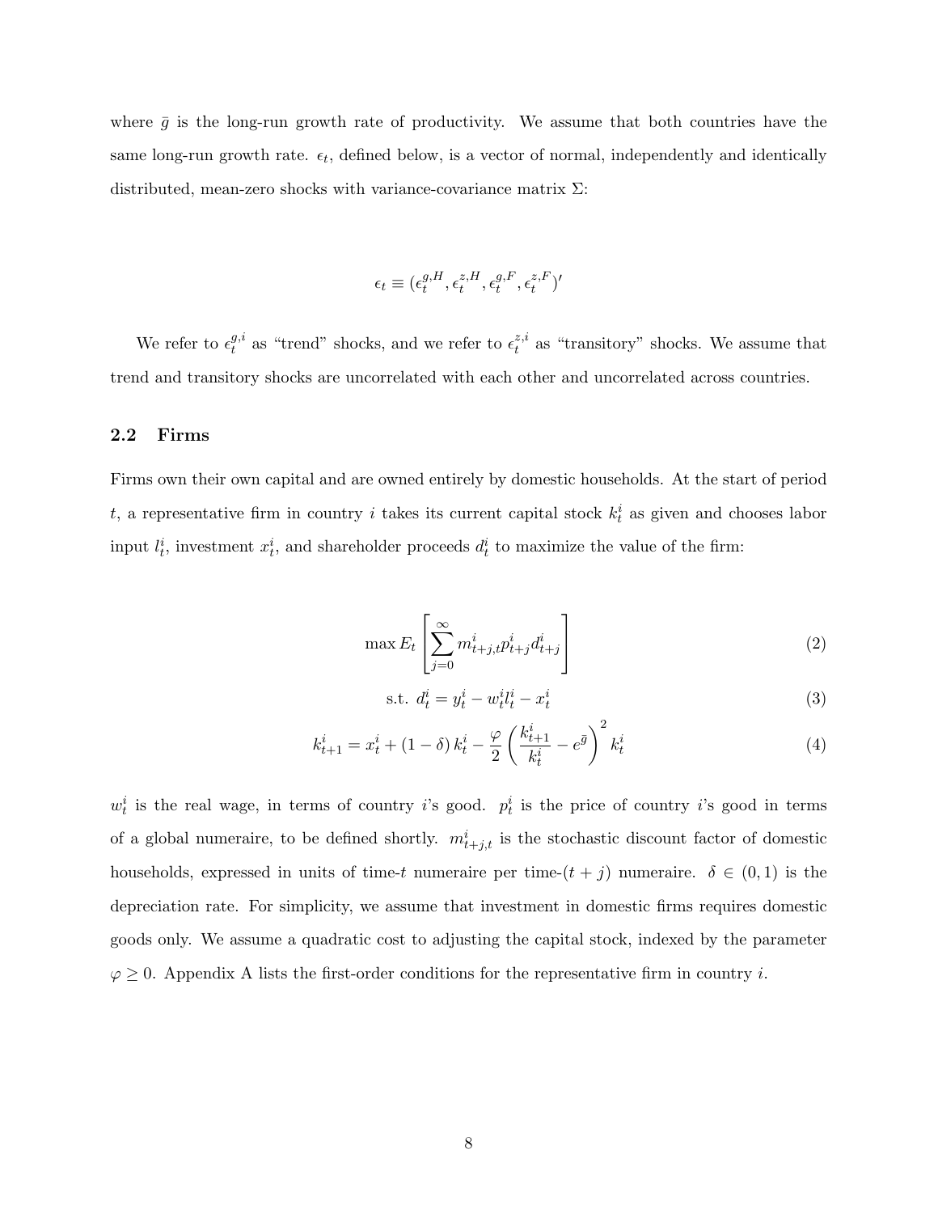where $\bar{g}$ is the long-run growth rate of productivity. We assume that both countries have the same long-run growth rate. $\epsilon_t$, defined below, is a vector of normal, independently and identically distributed, mean-zero shocks with variance-covariance matrix $\Sigma$:

$$\epsilon_t \equiv (\epsilon_t^{g,H}, \epsilon_t^{z,H}, \epsilon_t^{g,F}, \epsilon_t^{z,F})'$$

We refer to $\epsilon_t^{g,i}$ as "trend" shocks, and we refer to $\epsilon_t^{z,i}$ as "transitory" shocks. We assume that trend and transitory shocks are uncorrelated with each other and uncorrelated across countries.

## 2.2 Firms

Firms own their own capital and are owned entirely by domestic households. At the start of period $t$, a representative firm in country $i$ takes its current capital stock $k_t^i$ as given and chooses labor input $l_t^i$, investment $x_t^i$, and shareholder proceeds $d_t^i$ to maximize the value of the firm:

$$\max E_t \left[ \sum_{j=0}^{\infty} m_{t+j,t}^i p_{t+j}^i d_{t+j}^i \right] \tag{2}$$

$$\text{s.t. } d_t^i = y_t^i - w_t^i l_t^i - x_t^i \tag{3}$$

$$k_{t+1}^i = x_t^i + (1-\delta) k_t^i - \frac{\varphi}{2} \left( \frac{k_{t+1}^i}{k_t^i} - e^{\bar{g}} \right)^2 k_t^i \tag{4}$$

$w_t^i$ is the real wage, in terms of country $i$'s good. $p_t^i$ is the price of country $i$'s good in terms of a global numeraire, to be defined shortly. $m_{t+j,t}^i$ is the stochastic discount factor of domestic households, expressed in units of time-$t$ numeraire per time-$(t+j)$ numeraire. $\delta \in (0,1)$ is the depreciation rate. For simplicity, we assume that investment in domestic firms requires domestic goods only. We assume a quadratic cost to adjusting the capital stock, indexed by the parameter $\varphi \geq 0$. Appendix A lists the first-order conditions for the representative firm in country $i$.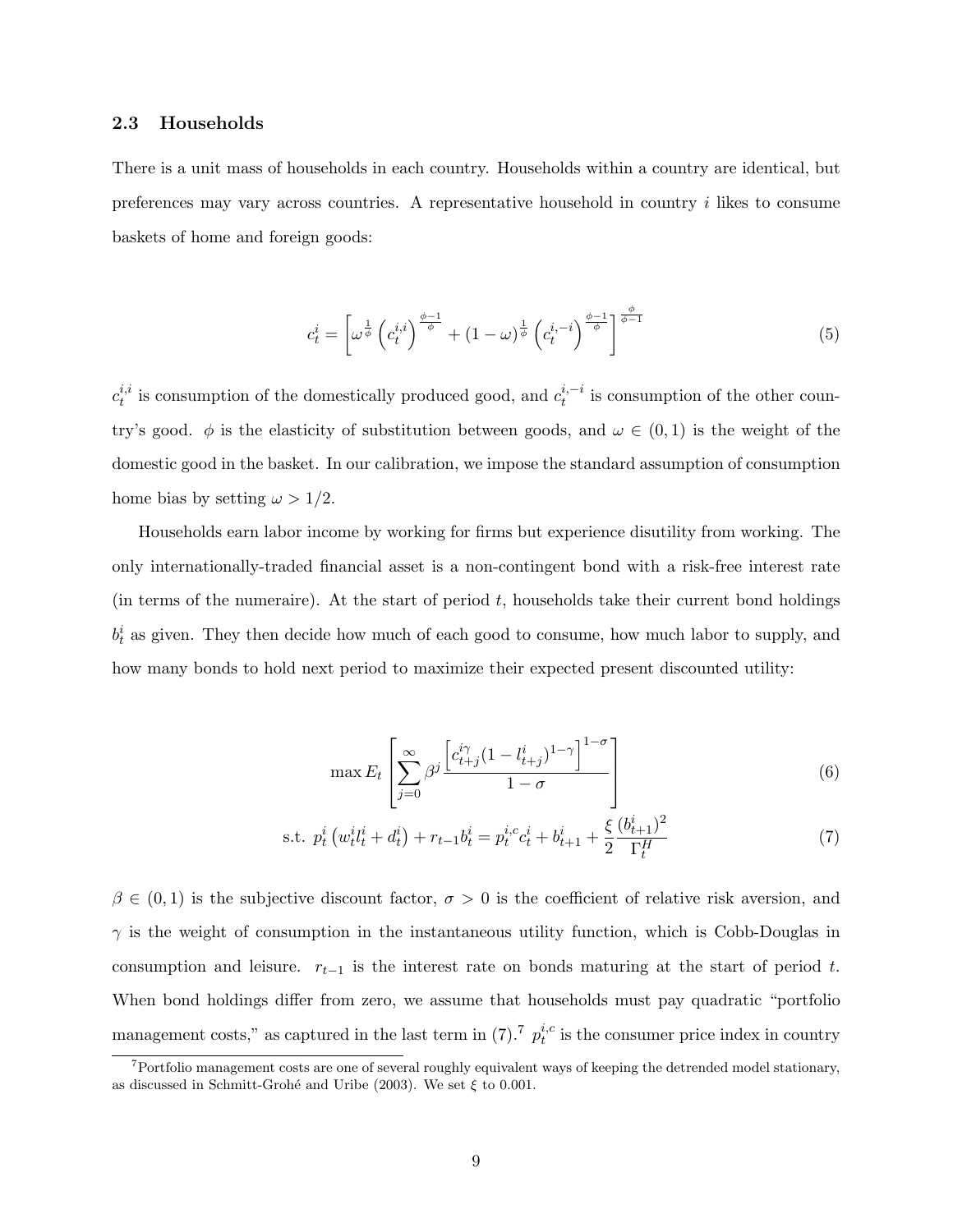### 2.3 Households

There is a unit mass of households in each country. Households within a country are identical, but preferences may vary across countries. A representative household in country $i$ likes to consume baskets of home and foreign goods:

$$c_t^i = \left[ \omega^{\frac{1}{\phi}} \left( c_t^{i,i} \right)^{\frac{\phi-1}{\phi}} + (1-\omega)^{\frac{1}{\phi}} \left( c_t^{i,-i} \right)^{\frac{\phi-1}{\phi}} \right]^{\frac{\phi}{\phi-1}} \tag{5}$$

$c_t^{i,i}$ is consumption of the domestically produced good, and $c_t^{i,-i}$ is consumption of the other country's good. $\phi$ is the elasticity of substitution between goods, and $\omega \in (0,1)$ is the weight of the domestic good in the basket. In our calibration, we impose the standard assumption of consumption home bias by setting $\omega > 1/2$.

Households earn labor income by working for firms but experience disutility from working. The only internationally-traded financial asset is a non-contingent bond with a risk-free interest rate (in terms of the numeraire). At the start of period $t$, households take their current bond holdings $b_t^i$ as given. They then decide how much of each good to consume, how much labor to supply, and how many bonds to hold next period to maximize their expected present discounted utility:

$$\max E_t \left[ \sum_{j=0}^{\infty} \beta^j \frac{\left[ c_{t+j}^{i\gamma} (1 - l_{t+j}^i)^{1-\gamma} \right]^{1-\sigma}}{1-\sigma} \right] \tag{6}$$

$$\text{s.t. } p_t^i \left( w_t^i l_t^i + d_t^i \right) + r_{t-1} b_t^i = p_t^{i,c} c_t^i + b_{t+1}^i + \frac{\xi}{2} \frac{(b_{t+1}^i)^2}{\Gamma_t^H} \tag{7}$$

$\beta \in (0,1)$ is the subjective discount factor, $\sigma > 0$ is the coefficient of relative risk aversion, and $\gamma$ is the weight of consumption in the instantaneous utility function, which is Cobb-Douglas in consumption and leisure. $r_{t-1}$ is the interest rate on bonds maturing at the start of period $t$. When bond holdings differ from zero, we assume that households must pay quadratic "portfolio management costs," as captured in the last term in (7).[7] $p_t^{i,c}$ is the consumer price index in country

[7] Portfolio management costs are one of several roughly equivalent ways of keeping the detrended model stationary, as discussed in Schmitt-Grohé and Uribe (2003). We set $\xi$ to 0.001.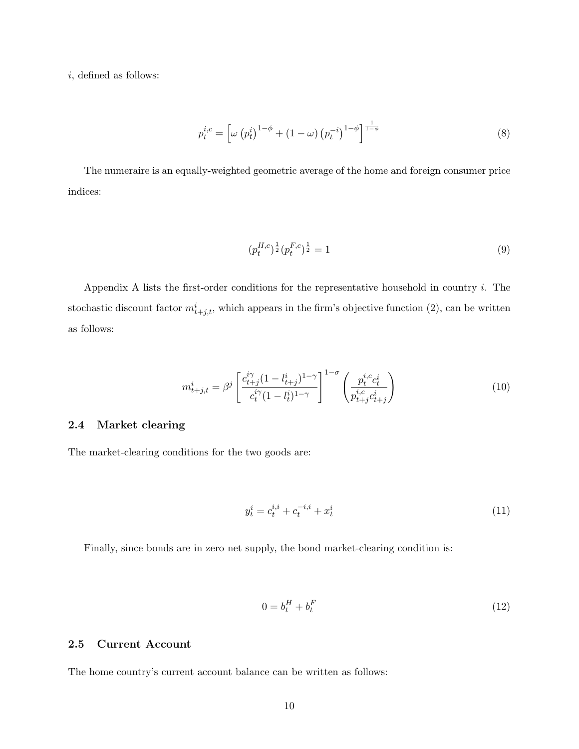$i$, defined as follows:

$$p_t^{i,c} = \left[\omega \left(p_t^i\right)^{1-\phi} + (1-\omega)\left(p_t^{-i}\right)^{1-\phi}\right]^{\frac{1}{1-\phi}} \tag{8}$$

The numeraire is an equally-weighted geometric average of the home and foreign consumer price indices:

$$(p_t^{H,c})^{\frac{1}{2}}(p_t^{F,c})^{\frac{1}{2}} = 1 \tag{9}$$

Appendix A lists the first-order conditions for the representative household in country $i$. The stochastic discount factor $m_{t+j,t}^i$, which appears in the firm's objective function (2), can be written as follows:

$$m_{t+j,t}^i = \beta^j \left[\frac{c_{t+j}^{i\gamma}(1-l_{t+j}^i)^{1-\gamma}}{c_t^{i\gamma}(1-l_t^i)^{1-\gamma}}\right]^{1-\sigma} \left(\frac{p_t^{i,c} c_t^i}{p_{t+j}^{i,c} c_{t+j}^i}\right) \tag{10}$$

### 2.4 Market clearing

The market-clearing conditions for the two goods are:

$$y_t^i = c_t^{i,i} + c_t^{-i,i} + x_t^i \tag{11}$$

Finally, since bonds are in zero net supply, the bond market-clearing condition is:

$$0 = b_t^H + b_t^F \tag{12}$$

### 2.5 Current Account

The home country's current account balance can be written as follows: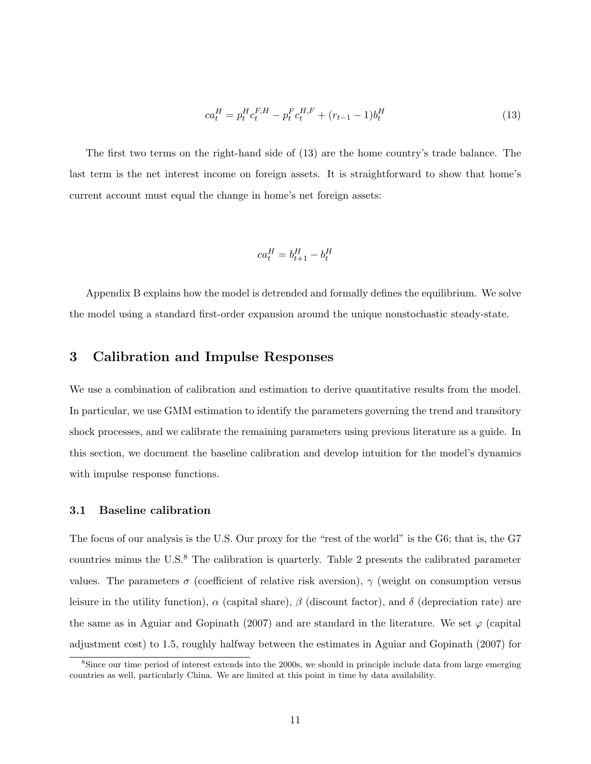$$ca_t^H = p_t^H c_t^{F,H} - p_t^F c_t^{H,F} + (r_{t-1} - 1)b_t^H \tag{13}$$

The first two terms on the right-hand side of (13) are the home country's trade balance. The last term is the net interest income on foreign assets. It is straightforward to show that home's current account must equal the change in home's net foreign assets:

$$ca_t^H = b_{t+1}^H - b_t^H$$

Appendix B explains how the model is detrended and formally defines the equilibrium. We solve the model using a standard first-order expansion around the unique nonstochastic steady-state.

## 3 Calibration and Impulse Responses

We use a combination of calibration and estimation to derive quantitative results from the model. In particular, we use GMM estimation to identify the parameters governing the trend and transitory shock processes, and we calibrate the remaining parameters using previous literature as a guide. In this section, we document the baseline calibration and develop intuition for the model's dynamics with impulse response functions.

### 3.1 Baseline calibration

The focus of our analysis is the U.S. Our proxy for the "rest of the world" is the G6; that is, the G7 countries minus the U.S.[8] The calibration is quarterly. Table 2 presents the calibrated parameter values. The parameters $\sigma$ (coefficient of relative risk aversion), $\gamma$ (weight on consumption versus leisure in the utility function), $\alpha$ (capital share), $\beta$ (discount factor), and $\delta$ (depreciation rate) are the same as in Aguiar and Gopinath (2007) and are standard in the literature. We set $\varphi$ (capital adjustment cost) to 1.5, roughly halfway between the estimates in Aguiar and Gopinath (2007) for

[8] Since our time period of interest extends into the 2000s, we should in principle include data from large emerging countries as well, particularly China. We are limited at this point in time by data availability.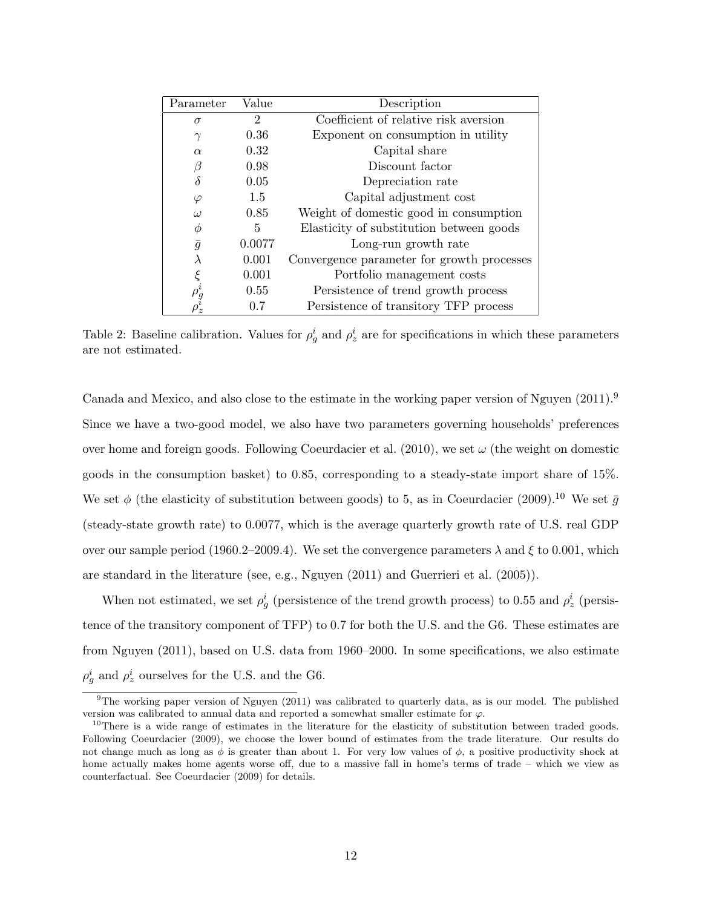| Parameter | Value | Description |
|---|---|---|
| $\sigma$ | 2 | Coefficient of relative risk aversion |
| $\gamma$ | 0.36 | Exponent on consumption in utility |
| $\alpha$ | 0.32 | Capital share |
| $\beta$ | 0.98 | Discount factor |
| $\delta$ | 0.05 | Depreciation rate |
| $\varphi$ | 1.5 | Capital adjustment cost |
| $\omega$ | 0.85 | Weight of domestic good in consumption |
| $\phi$ | 5 | Elasticity of substitution between goods |
| $\bar{g}$ | 0.0077 | Long-run growth rate |
| $\lambda$ | 0.001 | Convergence parameter for growth processes |
| $\xi$ | 0.001 | Portfolio management costs |
| $\rho_g^i$ | 0.55 | Persistence of trend growth process |
| $\rho_z^i$ | 0.7 | Persistence of transitory TFP process |

Table 2: Baseline calibration. Values for $\rho_g^i$ and $\rho_z^i$ are for specifications in which these parameters are not estimated.

Canada and Mexico, and also close to the estimate in the working paper version of Nguyen (2011).[9] Since we have a two-good model, we also have two parameters governing households' preferences over home and foreign goods. Following Coeurdacier et al. (2010), we set $\omega$ (the weight on domestic goods in the consumption basket) to 0.85, corresponding to a steady-state import share of 15%. We set $\phi$ (the elasticity of substitution between goods) to 5, as in Coeurdacier (2009).[10] We set $\bar{g}$ (steady-state growth rate) to 0.0077, which is the average quarterly growth rate of U.S. real GDP over our sample period (1960.2–2009.4). We set the convergence parameters $\lambda$ and $\xi$ to 0.001, which are standard in the literature (see, e.g., Nguyen (2011) and Guerrieri et al. (2005)).

When not estimated, we set $\rho_g^i$ (persistence of the trend growth process) to 0.55 and $\rho_z^i$ (persistence of the transitory component of TFP) to 0.7 for both the U.S. and the G6. These estimates are from Nguyen (2011), based on U.S. data from 1960–2000. In some specifications, we also estimate $\rho_g^i$ and $\rho_z^i$ ourselves for the U.S. and the G6.

[9] The working paper version of Nguyen (2011) was calibrated to quarterly data, as is our model. The published version was calibrated to annual data and reported a somewhat smaller estimate for $\varphi$.

[10] There is a wide range of estimates in the literature for the elasticity of substitution between traded goods. Following Coeurdacier (2009), we choose the lower bound of estimates from the trade literature. Our results do not change much as long as $\phi$ is greater than about 1. For very low values of $\phi$, a positive productivity shock at home actually makes home agents worse off, due to a massive fall in home's terms of trade – which we view as counterfactual. See Coeurdacier (2009) for details.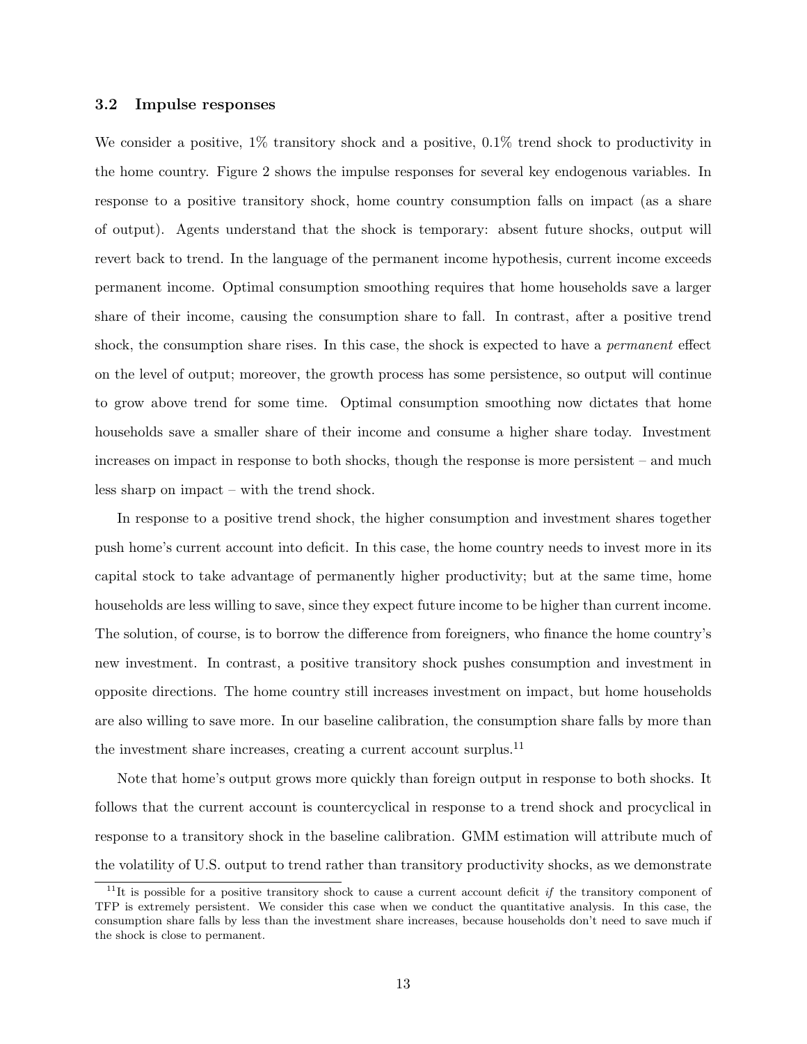### 3.2 Impulse responses

We consider a positive, 1% transitory shock and a positive, 0.1% trend shock to productivity in the home country. Figure 2 shows the impulse responses for several key endogenous variables. In response to a positive transitory shock, home country consumption falls on impact (as a share of output). Agents understand that the shock is temporary: absent future shocks, output will revert back to trend. In the language of the permanent income hypothesis, current income exceeds permanent income. Optimal consumption smoothing requires that home households save a larger share of their income, causing the consumption share to fall. In contrast, after a positive trend shock, the consumption share rises. In this case, the shock is expected to have a *permanent* effect on the level of output; moreover, the growth process has some persistence, so output will continue to grow above trend for some time. Optimal consumption smoothing now dictates that home households save a smaller share of their income and consume a higher share today. Investment increases on impact in response to both shocks, though the response is more persistent – and much less sharp on impact – with the trend shock.

In response to a positive trend shock, the higher consumption and investment shares together push home's current account into deficit. In this case, the home country needs to invest more in its capital stock to take advantage of permanently higher productivity; but at the same time, home households are less willing to save, since they expect future income to be higher than current income. The solution, of course, is to borrow the difference from foreigners, who finance the home country's new investment. In contrast, a positive transitory shock pushes consumption and investment in opposite directions. The home country still increases investment on impact, but home households are also willing to save more. In our baseline calibration, the consumption share falls by more than the investment share increases, creating a current account surplus.[11]

Note that home's output grows more quickly than foreign output in response to both shocks. It follows that the current account is countercyclical in response to a trend shock and procyclical in response to a transitory shock in the baseline calibration. GMM estimation will attribute much of the volatility of U.S. output to trend rather than transitory productivity shocks, as we demonstrate

[11] It is possible for a positive transitory shock to cause a current account deficit *if* the transitory component of TFP is extremely persistent. We consider this case when we conduct the quantitative analysis. In this case, the consumption share falls by less than the investment share increases, because households don't need to save much if the shock is close to permanent.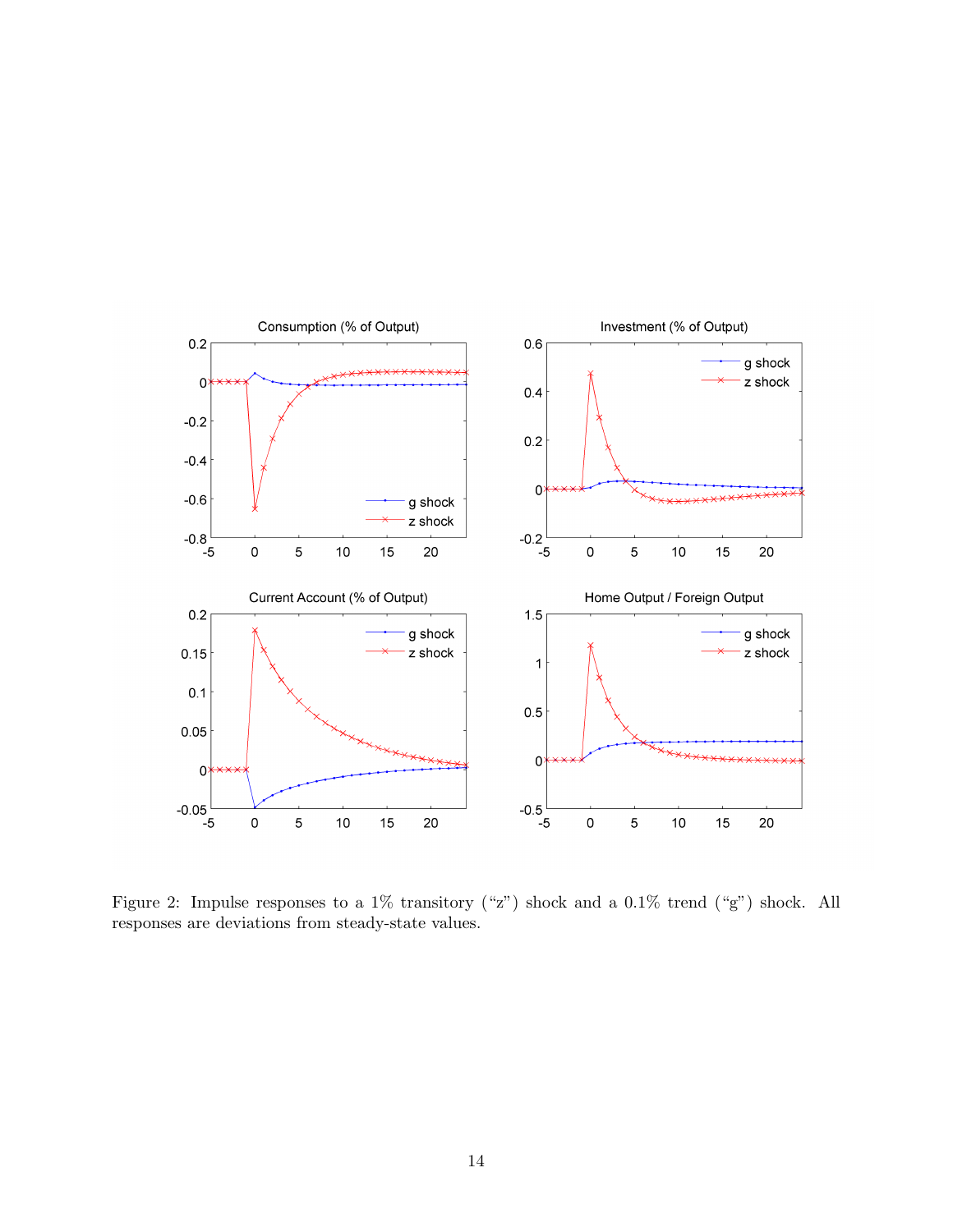Figure 2: Impulse responses to a 1% transitory ("z") shock and a 0.1% trend ("g") shock. All responses are deviations from steady-state values.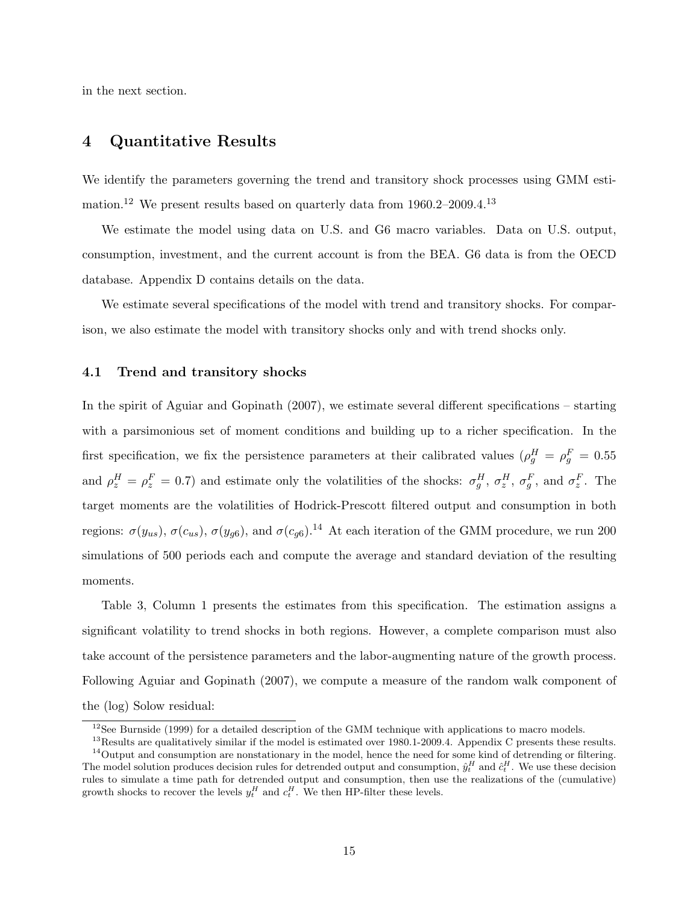in the next section.

# 4 Quantitative Results

We identify the parameters governing the trend and transitory shock processes using GMM estimation.[12] We present results based on quarterly data from 1960.2–2009.4.[13]

We estimate the model using data on U.S. and G6 macro variables. Data on U.S. output, consumption, investment, and the current account is from the BEA. G6 data is from the OECD database. Appendix D contains details on the data.

We estimate several specifications of the model with trend and transitory shocks. For comparison, we also estimate the model with transitory shocks only and with trend shocks only.

## 4.1 Trend and transitory shocks

In the spirit of Aguiar and Gopinath (2007), we estimate several different specifications – starting with a parsimonious set of moment conditions and building up to a richer specification. In the first specification, we fix the persistence parameters at their calibrated values ($\rho_g^H = \rho_g^F = 0.55$ and $\rho_z^H = \rho_z^F = 0.7$) and estimate only the volatilities of the shocks: $\sigma_g^H$, $\sigma_z^H$, $\sigma_g^F$, and $\sigma_z^F$. The target moments are the volatilities of Hodrick-Prescott filtered output and consumption in both regions: $\sigma(y_{us})$, $\sigma(c_{us})$, $\sigma(y_{g6})$, and $\sigma(c_{g6})$.[14] At each iteration of the GMM procedure, we run 200 simulations of 500 periods each and compute the average and standard deviation of the resulting moments.

Table 3, Column 1 presents the estimates from this specification. The estimation assigns a significant volatility to trend shocks in both regions. However, a complete comparison must also take account of the persistence parameters and the labor-augmenting nature of the growth process. Following Aguiar and Gopinath (2007), we compute a measure of the random walk component of the (log) Solow residual:

[12] See Burnside (1999) for a detailed description of the GMM technique with applications to macro models.

[13] Results are qualitatively similar if the model is estimated over 1980.1-2009.4. Appendix C presents these results.

[14] Output and consumption are nonstationary in the model, hence the need for some kind of detrending or filtering. The model solution produces decision rules for detrended output and consumption, $\hat{y}_t^H$ and $\hat{c}_t^H$. We use these decision rules to simulate a time path for detrended output and consumption, then use the realizations of the (cumulative) growth shocks to recover the levels $y_t^H$ and $c_t^H$. We then HP-filter these levels.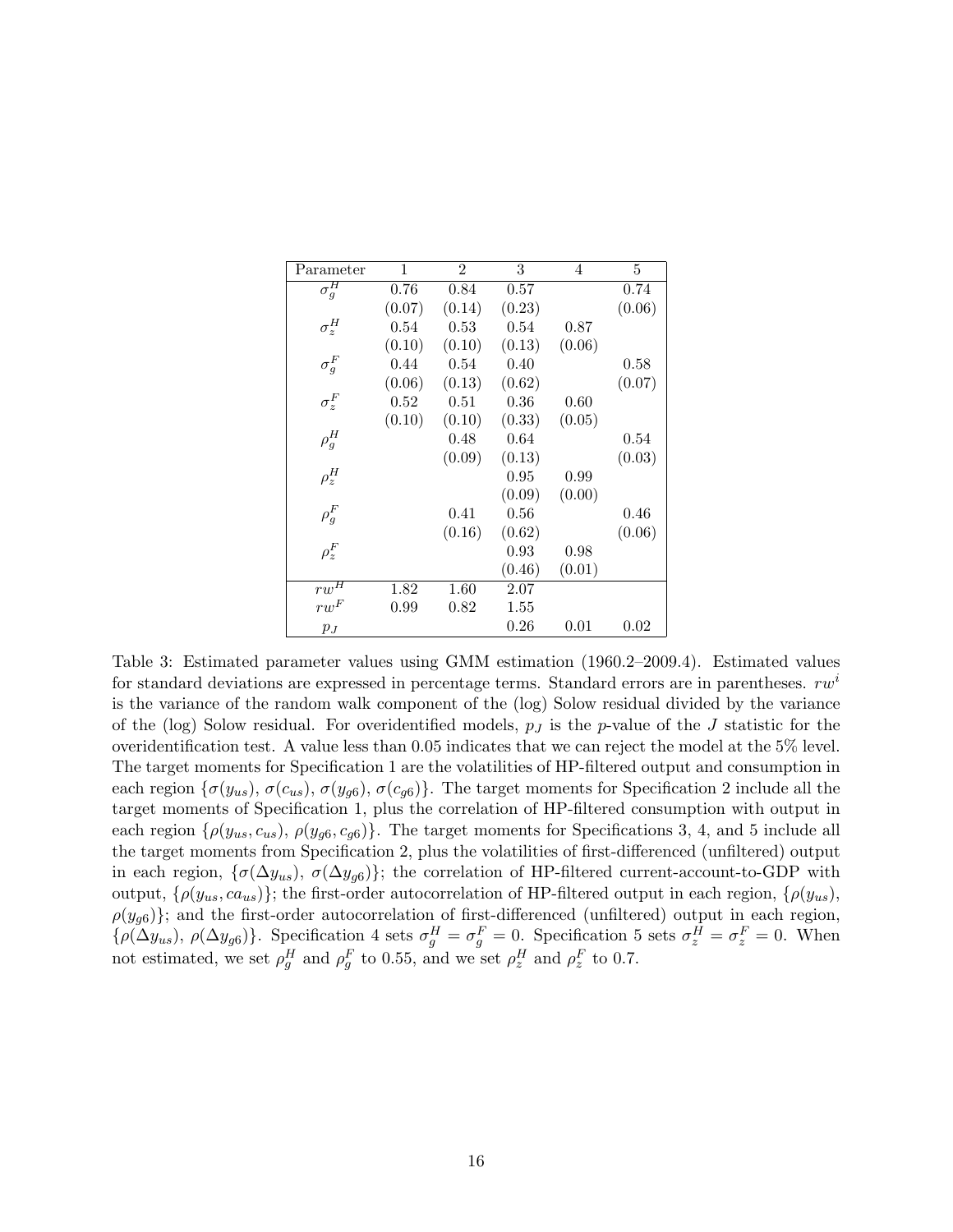| Parameter | 1 | 2 | 3 | 4 | 5 |
|---|---|---|---|---|---|
| $\sigma_g^H$ | 0.76 | 0.84 | 0.57 | | 0.74 |
| | (0.07) | (0.14) | (0.23) | | (0.06) |
| $\sigma_z^H$ | 0.54 | 0.53 | 0.54 | 0.87 | |
| | (0.10) | (0.10) | (0.13) | (0.06) | |
| $\sigma_g^F$ | 0.44 | 0.54 | 0.40 | | 0.58 |
| | (0.06) | (0.13) | (0.62) | | (0.07) |
| $\sigma_z^F$ | 0.52 | 0.51 | 0.36 | 0.60 | |
| | (0.10) | (0.10) | (0.33) | (0.05) | |
| $\rho_g^H$ | | 0.48 | 0.64 | | 0.54 |
| | | (0.09) | (0.13) | | (0.03) |
| $\rho_z^H$ | | | 0.95 | 0.99 | |
| | | | (0.09) | (0.00) | |
| $\rho_g^F$ | | 0.41 | 0.56 | | 0.46 |
| | | (0.16) | (0.62) | | (0.06) |
| $\rho_z^F$ | | | 0.93 | 0.98 | |
| | | | (0.46) | (0.01) | |
| $rw^H$ | 1.82 | 1.60 | 2.07 | | |
| $rw^F$ | 0.99 | 0.82 | 1.55 | | |
| $p_J$ | | | 0.26 | 0.01 | 0.02 |

Table 3: Estimated parameter values using GMM estimation (1960.2–2009.4). Estimated values for standard deviations are expressed in percentage terms. Standard errors are in parentheses. $rw^i$ is the variance of the random walk component of the (log) Solow residual divided by the variance of the (log) Solow residual. For overidentified models, $p_J$ is the $p$-value of the $J$ statistic for the overidentification test. A value less than 0.05 indicates that we can reject the model at the 5% level. The target moments for Specification 1 are the volatilities of HP-filtered output and consumption in each region $\{\sigma(y_{us}),\, \sigma(c_{us}),\, \sigma(y_{g6}),\, \sigma(c_{g6})\}$. The target moments for Specification 2 include all the target moments of Specification 1, plus the correlation of HP-filtered consumption with output in each region $\{\rho(y_{us}, c_{us}),\, \rho(y_{g6}, c_{g6})\}$. The target moments for Specifications 3, 4, and 5 include all the target moments from Specification 2, plus the volatilities of first-differenced (unfiltered) output in each region, $\{\sigma(\Delta y_{us}),\, \sigma(\Delta y_{g6})\}$; the correlation of HP-filtered current-account-to-GDP with output, $\{\rho(y_{us}, ca_{us})\}$; the first-order autocorrelation of HP-filtered output in each region, $\{\rho(y_{us}),\, \rho(y_{g6})\}$; and the first-order autocorrelation of first-differenced (unfiltered) output in each region, $\{\rho(\Delta y_{us}),\, \rho(\Delta y_{g6})\}$. Specification 4 sets $\sigma_g^H = \sigma_g^F = 0$. Specification 5 sets $\sigma_z^H = \sigma_z^F = 0$. When not estimated, we set $\rho_g^H$ and $\rho_g^F$ to 0.55, and we set $\rho_z^H$ and $\rho_z^F$ to 0.7.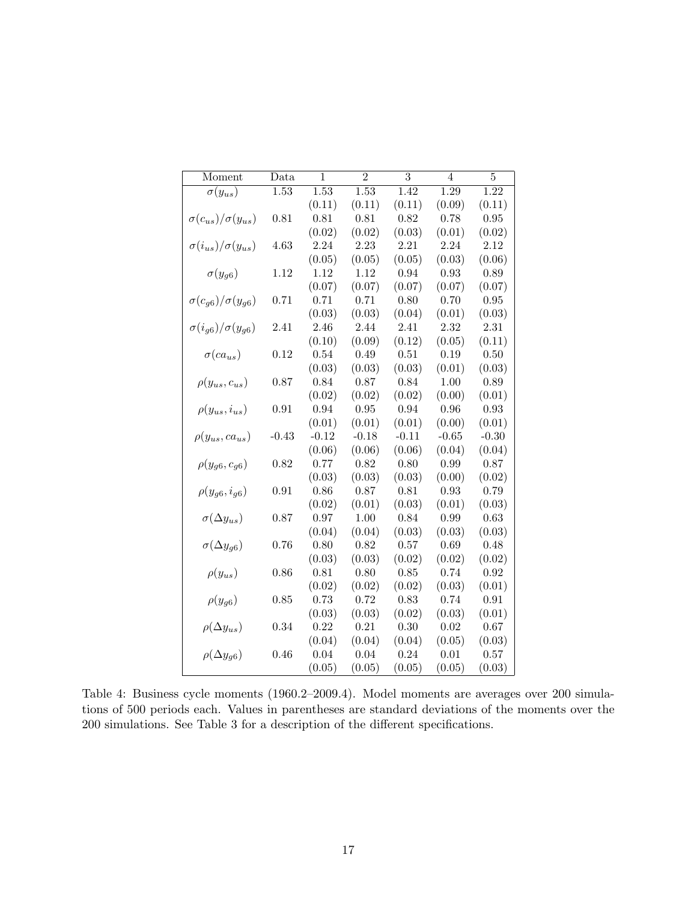| Moment | Data | 1 | 2 | 3 | 4 | 5 |
|---|---|---|---|---|---|---|
| $\sigma(y_{us})$ | 1.53 | 1.53 | 1.53 | 1.42 | 1.29 | 1.22 |
| | | (0.11) | (0.11) | (0.11) | (0.09) | (0.11) |
| $\sigma(c_{us})/\sigma(y_{us})$ | 0.81 | 0.81 | 0.81 | 0.82 | 0.78 | 0.95 |
| | | (0.02) | (0.02) | (0.03) | (0.01) | (0.02) |
| $\sigma(i_{us})/\sigma(y_{us})$ | 4.63 | 2.24 | 2.23 | 2.21 | 2.24 | 2.12 |
| | | (0.05) | (0.05) | (0.05) | (0.03) | (0.06) |
| $\sigma(y_{g6})$ | 1.12 | 1.12 | 1.12 | 0.94 | 0.93 | 0.89 |
| | | (0.07) | (0.07) | (0.07) | (0.07) | (0.07) |
| $\sigma(c_{g6})/\sigma(y_{g6})$ | 0.71 | 0.71 | 0.71 | 0.80 | 0.70 | 0.95 |
| | | (0.03) | (0.03) | (0.04) | (0.01) | (0.03) |
| $\sigma(i_{g6})/\sigma(y_{g6})$ | 2.41 | 2.46 | 2.44 | 2.41 | 2.32 | 2.31 |
| | | (0.10) | (0.09) | (0.12) | (0.05) | (0.11) |
| $\sigma(ca_{us})$ | 0.12 | 0.54 | 0.49 | 0.51 | 0.19 | 0.50 |
| | | (0.03) | (0.03) | (0.03) | (0.01) | (0.03) |
| $\rho(y_{us}, c_{us})$ | 0.87 | 0.84 | 0.87 | 0.84 | 1.00 | 0.89 |
| | | (0.02) | (0.02) | (0.02) | (0.00) | (0.01) |
| $\rho(y_{us}, i_{us})$ | 0.91 | 0.94 | 0.95 | 0.94 | 0.96 | 0.93 |
| | | (0.01) | (0.01) | (0.01) | (0.00) | (0.01) |
| $\rho(y_{us}, ca_{us})$ | -0.43 | -0.12 | -0.18 | -0.11 | -0.65 | -0.30 |
| | | (0.06) | (0.06) | (0.06) | (0.04) | (0.04) |
| $\rho(y_{g6}, c_{g6})$ | 0.82 | 0.77 | 0.82 | 0.80 | 0.99 | 0.87 |
| | | (0.03) | (0.03) | (0.03) | (0.00) | (0.02) |
| $\rho(y_{g6}, i_{g6})$ | 0.91 | 0.86 | 0.87 | 0.81 | 0.93 | 0.79 |
| | | (0.02) | (0.01) | (0.03) | (0.01) | (0.03) |
| $\sigma(\Delta y_{us})$ | 0.87 | 0.97 | 1.00 | 0.84 | 0.99 | 0.63 |
| | | (0.04) | (0.04) | (0.03) | (0.03) | (0.03) |
| $\sigma(\Delta y_{g6})$ | 0.76 | 0.80 | 0.82 | 0.57 | 0.69 | 0.48 |
| | | (0.03) | (0.03) | (0.02) | (0.02) | (0.02) |
| $\rho(y_{us})$ | 0.86 | 0.81 | 0.80 | 0.85 | 0.74 | 0.92 |
| | | (0.02) | (0.02) | (0.02) | (0.03) | (0.01) |
| $\rho(y_{g6})$ | 0.85 | 0.73 | 0.72 | 0.83 | 0.74 | 0.91 |
| | | (0.03) | (0.03) | (0.02) | (0.03) | (0.01) |
| $\rho(\Delta y_{us})$ | 0.34 | 0.22 | 0.21 | 0.30 | 0.02 | 0.67 |
| | | (0.04) | (0.04) | (0.04) | (0.05) | (0.03) |
| $\rho(\Delta y_{g6})$ | 0.46 | 0.04 | 0.04 | 0.24 | 0.01 | 0.57 |
| | | (0.05) | (0.05) | (0.05) | (0.05) | (0.03) |

Table 4: Business cycle moments (1960.2–2009.4). Model moments are averages over 200 simulations of 500 periods each. Values in parentheses are standard deviations of the moments over the 200 simulations. See Table 3 for a description of the different specifications.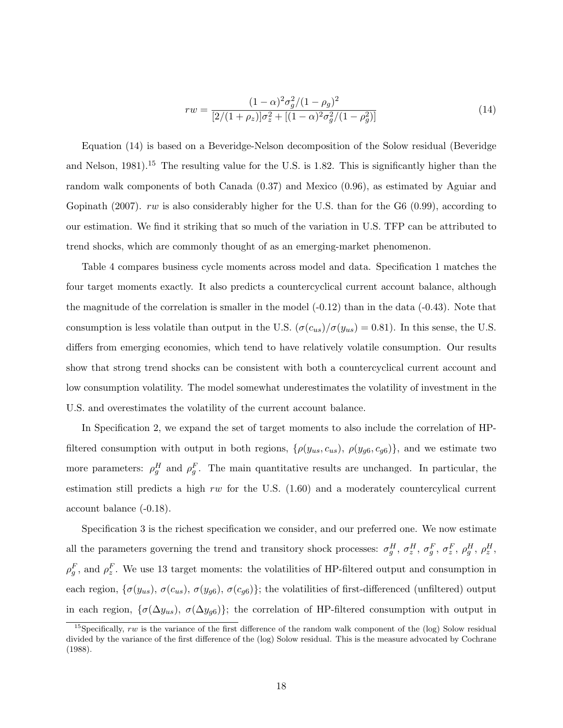$$rw = \frac{(1-\alpha)^2 \sigma_g^2/(1-\rho_g)^2}{[2/(1+\rho_z)]\sigma_z^2 + [(1-\alpha)^2\sigma_g^2/(1-\rho_g^2)]} \tag{14}$$

Equation (14) is based on a Beveridge-Nelson decomposition of the Solow residual (Beveridge and Nelson, 1981).[15] The resulting value for the U.S. is 1.82. This is significantly higher than the random walk components of both Canada (0.37) and Mexico (0.96), as estimated by Aguiar and Gopinath (2007). $rw$ is also considerably higher for the U.S. than for the G6 (0.99), according to our estimation. We find it striking that so much of the variation in U.S. TFP can be attributed to trend shocks, which are commonly thought of as an emerging-market phenomenon.

Table 4 compares business cycle moments across model and data. Specification 1 matches the four target moments exactly. It also predicts a countercyclical current account balance, although the magnitude of the correlation is smaller in the model (-0.12) than in the data (-0.43). Note that consumption is less volatile than output in the U.S. ($\sigma(c_{us})/\sigma(y_{us}) = 0.81$). In this sense, the U.S. differs from emerging economies, which tend to have relatively volatile consumption. Our results show that strong trend shocks can be consistent with both a countercyclical current account and low consumption volatility. The model somewhat underestimates the volatility of investment in the U.S. and overestimates the volatility of the current account balance.

In Specification 2, we expand the set of target moments to also include the correlation of HP-filtered consumption with output in both regions, $\{\rho(y_{us}, c_{us}),\ \rho(y_{g6}, c_{g6})\}$, and we estimate two more parameters: $\rho_g^H$ and $\rho_g^F$. The main quantitative results are unchanged. In particular, the estimation still predicts a high $rw$ for the U.S. (1.60) and a moderately countercylical current account balance (-0.18).

Specification 3 is the richest specification we consider, and our preferred one. We now estimate all the parameters governing the trend and transitory shock processes: $\sigma_g^H$, $\sigma_z^H$, $\sigma_g^F$, $\sigma_z^F$, $\rho_g^H$, $\rho_z^H$, $\rho_g^F$, and $\rho_z^F$. We use 13 target moments: the volatilities of HP-filtered output and consumption in each region, $\{\sigma(y_{us}),\ \sigma(c_{us}),\ \sigma(y_{g6}),\ \sigma(c_{g6})\}$; the volatilities of first-differenced (unfiltered) output in each region, $\{\sigma(\Delta y_{us}),\ \sigma(\Delta y_{g6})\}$; the correlation of HP-filtered consumption with output in

[15] Specifically, $rw$ is the variance of the first difference of the random walk component of the (log) Solow residual divided by the variance of the first difference of the (log) Solow residual. This is the measure advocated by Cochrane (1988).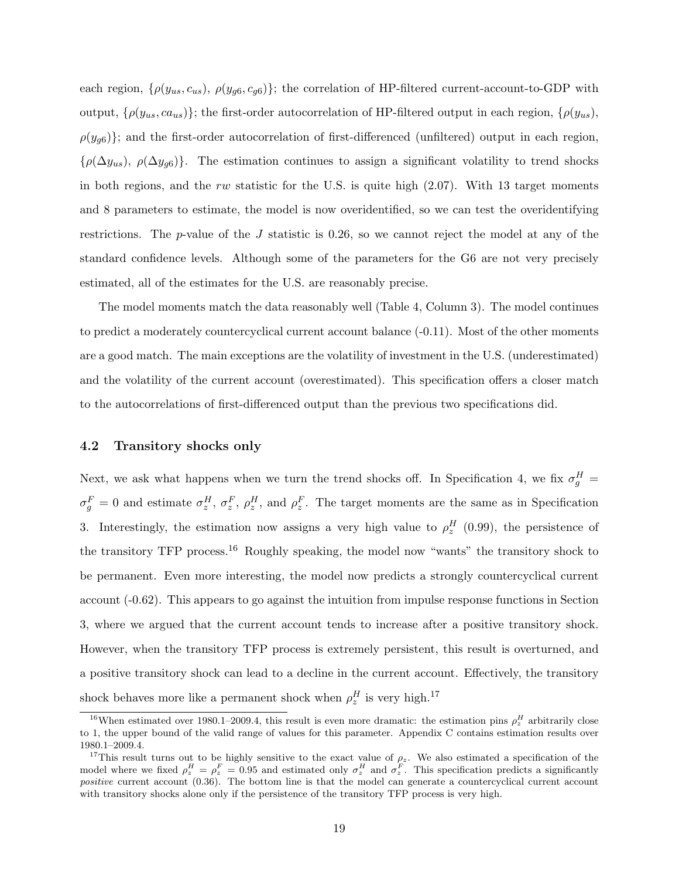each region, $\{\rho(y_{us}, c_{us}),\ \rho(y_{g6}, c_{g6})\}$; the correlation of HP-filtered current-account-to-GDP with output, $\{\rho(y_{us}, ca_{us})\}$; the first-order autocorrelation of HP-filtered output in each region, $\{\rho(y_{us}),\ \rho(y_{g6})\}$; and the first-order autocorrelation of first-differenced (unfiltered) output in each region, $\{\rho(\Delta y_{us}),\ \rho(\Delta y_{g6})\}$. The estimation continues to assign a significant volatility to trend shocks in both regions, and the $rw$ statistic for the U.S. is quite high (2.07). With 13 target moments and 8 parameters to estimate, the model is now overidentified, so we can test the overidentifying restrictions. The $p$-value of the $J$ statistic is 0.26, so we cannot reject the model at any of the standard confidence levels. Although some of the parameters for the G6 are not very precisely estimated, all of the estimates for the U.S. are reasonably precise.

The model moments match the data reasonably well (Table 4, Column 3). The model continues to predict a moderately countercyclical current account balance (-0.11). Most of the other moments are a good match. The main exceptions are the volatility of investment in the U.S. (underestimated) and the volatility of the current account (overestimated). This specification offers a closer match to the autocorrelations of first-differenced output than the previous two specifications did.

### 4.2 Transitory shocks only

Next, we ask what happens when we turn the trend shocks off. In Specification 4, we fix $\sigma_g^H = \sigma_g^F = 0$ and estimate $\sigma_z^H$, $\sigma_z^F$, $\rho_z^H$, and $\rho_z^F$. The target moments are the same as in Specification 3. Interestingly, the estimation now assigns a very high value to $\rho_z^H$ (0.99), the persistence of the transitory TFP process.[16] Roughly speaking, the model now "wants" the transitory shock to be permanent. Even more interesting, the model now predicts a strongly countercyclical current account (-0.62). This appears to go against the intuition from impulse response functions in Section 3, where we argued that the current account tends to increase after a positive transitory shock. However, when the transitory TFP process is extremely persistent, this result is overturned, and a positive transitory shock can lead to a decline in the current account. Effectively, the transitory shock behaves more like a permanent shock when $\rho_z^H$ is very high.[17]

---

[16] When estimated over 1980.1–2009.4, this result is even more dramatic: the estimation pins $\rho_z^H$ arbitrarily close to 1, the upper bound of the valid range of values for this parameter. Appendix C contains estimation results over 1980.1–2009.4.

[17] This result turns out to be highly sensitive to the exact value of $\rho_z$. We also estimated a specification of the model where we fixed $\rho_z^H = \rho_z^F = 0.95$ and estimated only $\sigma_z^H$ and $\sigma_z^F$. This specification predicts a significantly *positive* current account (0.36). The bottom line is that the model can generate a countercyclical current account with transitory shocks alone only if the persistence of the transitory TFP process is very high.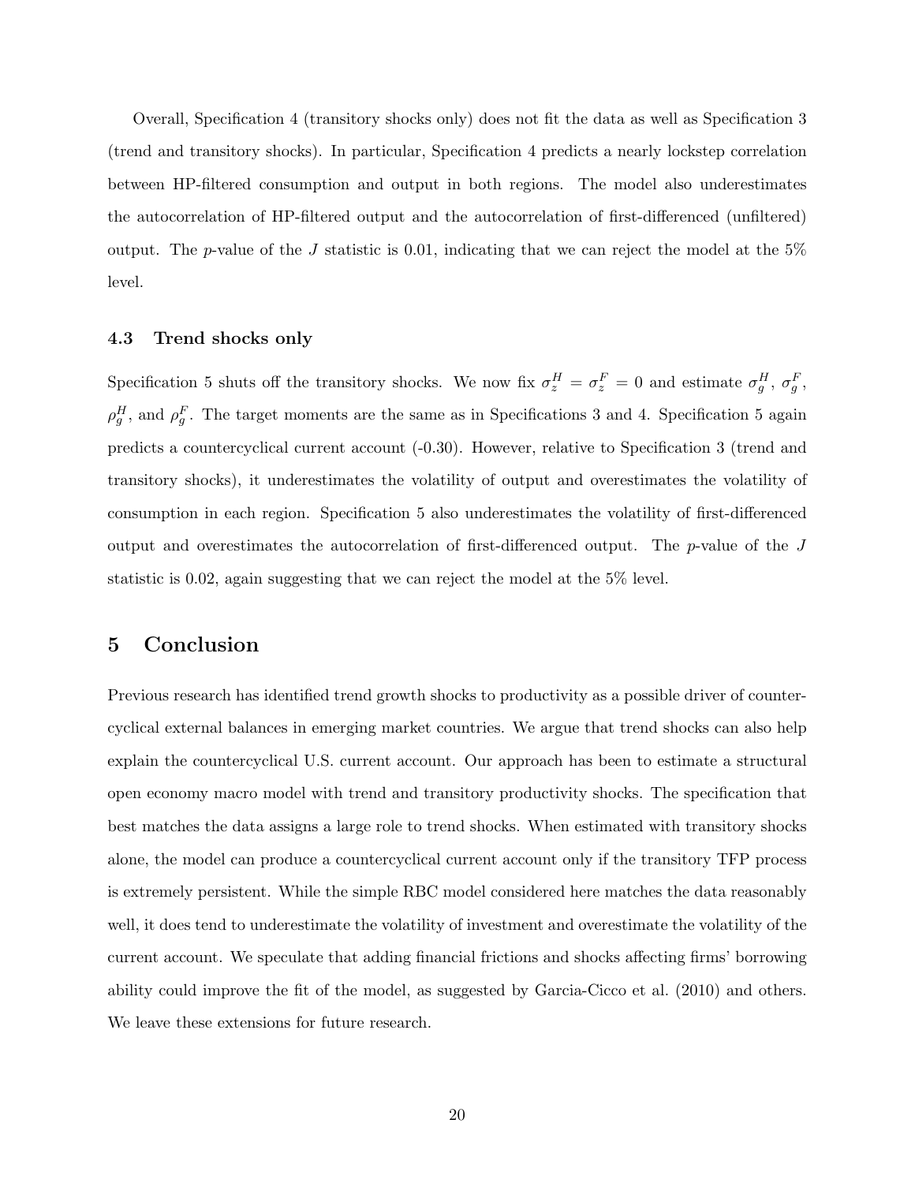Overall, Specification 4 (transitory shocks only) does not fit the data as well as Specification 3 (trend and transitory shocks). In particular, Specification 4 predicts a nearly lockstep correlation between HP-filtered consumption and output in both regions. The model also underestimates the autocorrelation of HP-filtered output and the autocorrelation of first-differenced (unfiltered) output. The $p$-value of the $J$ statistic is 0.01, indicating that we can reject the model at the 5% level.

### 4.3 Trend shocks only

Specification 5 shuts off the transitory shocks. We now fix $\sigma_z^H = \sigma_z^F = 0$ and estimate $\sigma_g^H$, $\sigma_g^F$, $\rho_g^H$, and $\rho_g^F$. The target moments are the same as in Specifications 3 and 4. Specification 5 again predicts a countercyclical current account (-0.30). However, relative to Specification 3 (trend and transitory shocks), it underestimates the volatility of output and overestimates the volatility of consumption in each region. Specification 5 also underestimates the volatility of first-differenced output and overestimates the autocorrelation of first-differenced output. The $p$-value of the $J$ statistic is 0.02, again suggesting that we can reject the model at the 5% level.

## 5 Conclusion

Previous research has identified trend growth shocks to productivity as a possible driver of countercyclical external balances in emerging market countries. We argue that trend shocks can also help explain the countercyclical U.S. current account. Our approach has been to estimate a structural open economy macro model with trend and transitory productivity shocks. The specification that best matches the data assigns a large role to trend shocks. When estimated with transitory shocks alone, the model can produce a countercyclical current account only if the transitory TFP process is extremely persistent. While the simple RBC model considered here matches the data reasonably well, it does tend to underestimate the volatility of investment and overestimate the volatility of the current account. We speculate that adding financial frictions and shocks affecting firms' borrowing ability could improve the fit of the model, as suggested by Garcia-Cicco et al. (2010) and others. We leave these extensions for future research.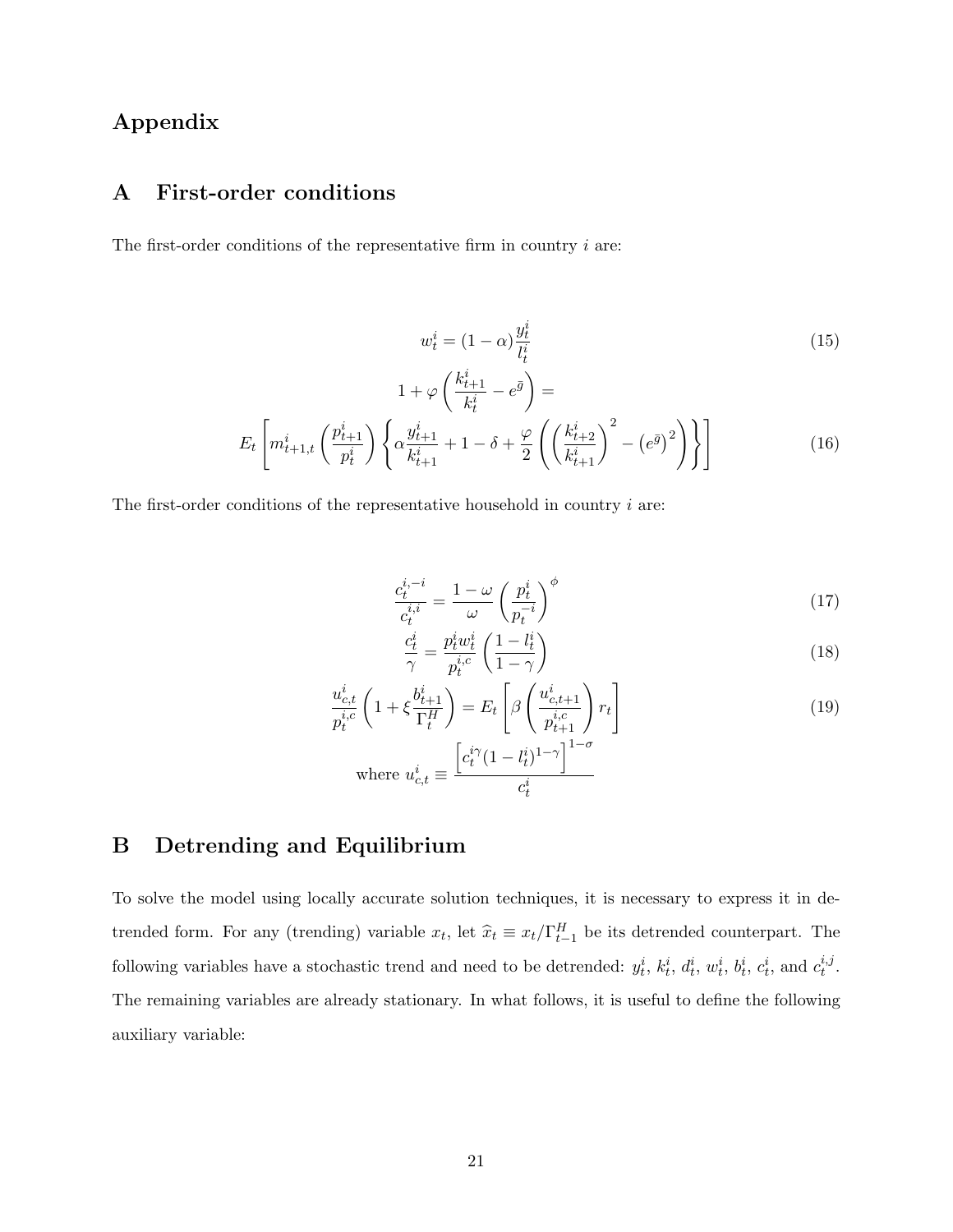# Appendix

## A First-order conditions

The first-order conditions of the representative firm in country $i$ are:

$$w_t^i = (1-\alpha)\frac{y_t^i}{l_t^i} \tag{15}$$

$$1 + \varphi\left(\frac{k_{t+1}^i}{k_t^i} - e^{\bar{g}}\right) =$$

$$E_t\left[m_{t+1,t}^i\left(\frac{p_{t+1}^i}{p_t^i}\right)\left\{\alpha\frac{y_{t+1}^i}{k_{t+1}^i} + 1 - \delta + \frac{\varphi}{2}\left(\left(\frac{k_{t+2}^i}{k_{t+1}^i}\right)^2 - \left(e^{\bar{g}}\right)^2\right)\right\}\right] \tag{16}$$

The first-order conditions of the representative household in country $i$ are:

$$\frac{c_t^{i,-i}}{c_t^{i,i}} = \frac{1-\omega}{\omega}\left(\frac{p_t^i}{p_t^{-i}}\right)^{\phi} \tag{17}$$

$$\frac{c_t^i}{\gamma} = \frac{p_t^i w_t^i}{p_t^{i,c}}\left(\frac{1-l_t^i}{1-\gamma}\right) \tag{18}$$

$$\frac{u_{c,t}^i}{p_t^{i,c}}\left(1 + \xi\frac{b_{t+1}^i}{\Gamma_t^H}\right) = E_t\left[\beta\left(\frac{u_{c,t+1}^i}{p_{t+1}^{i,c}}\right)r_t\right] \tag{19}$$

$$\text{where } u_{c,t}^i \equiv \frac{\left[c_t^{i\gamma}(1-l_t^i)^{1-\gamma}\right]^{1-\sigma}}{c_t^i}$$

## B Detrending and Equilibrium

To solve the model using locally accurate solution techniques, it is necessary to express it in detrended form. For any (trending) variable $x_t$, let $\widehat{x}_t \equiv x_t/\Gamma_{t-1}^H$ be its detrended counterpart. The following variables have a stochastic trend and need to be detrended: $y_t^i$, $k_t^i$, $d_t^i$, $w_t^i$, $b_t^i$, $c_t^i$, and $c_t^{i,j}$. The remaining variables are already stationary. In what follows, it is useful to define the following auxiliary variable: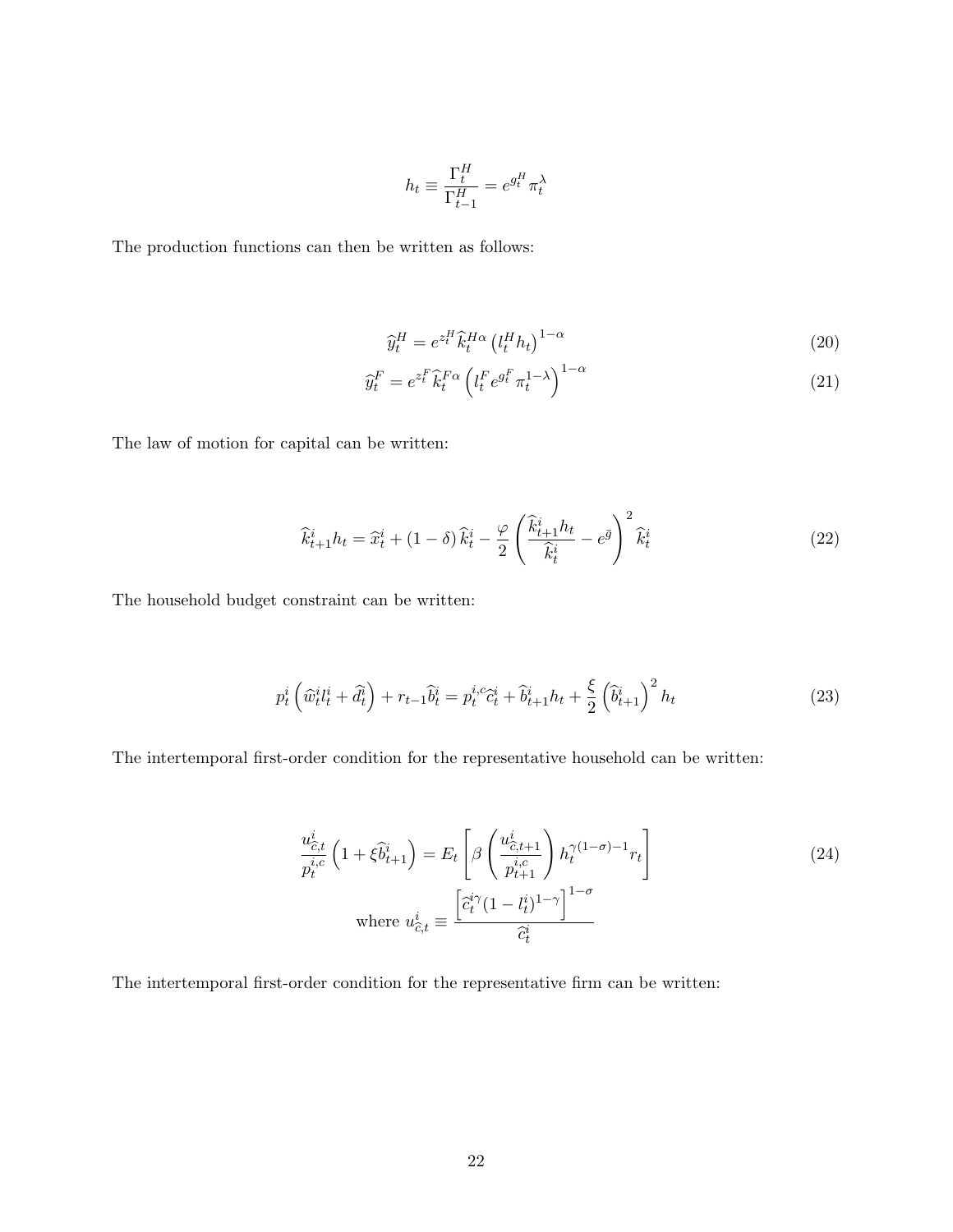$$h_t \equiv \frac{\Gamma_t^H}{\Gamma_{t-1}^H} = e^{g_t^H} \pi_t^{\lambda}$$

The production functions can then be written as follows:

$$\widehat{y}_t^H = e^{z_t^H} \widehat{k}_t^{H\alpha} \left( l_t^H h_t \right)^{1-\alpha} \tag{20}$$

$$\widehat{y}_t^F = e^{z_t^F} \widehat{k}_t^{F\alpha} \left( l_t^F e^{g_t^F} \pi_t^{1-\lambda} \right)^{1-\alpha} \tag{21}$$

The law of motion for capital can be written:

$$\widehat{k}_{t+1}^i h_t = \widehat{x}_t^i + (1-\delta) \widehat{k}_t^i - \frac{\varphi}{2} \left( \frac{\widehat{k}_{t+1}^i h_t}{\widehat{k}_t^i} - e^{\bar{g}} \right)^2 \widehat{k}_t^i \tag{22}$$

The household budget constraint can be written:

$$p_t^i \left( \widehat{w}_t^i l_t^i + \widehat{d}_t^i \right) + r_{t-1} \widehat{b}_t^i = p_t^{i,c} \widehat{c}_t^i + \widehat{b}_{t+1}^i h_t + \frac{\xi}{2} \left( \widehat{b}_{t+1}^i \right)^2 h_t \tag{23}$$

The intertemporal first-order condition for the representative household can be written:

$$\frac{u_{\widehat{c},t}^i}{p_t^{i,c}} \left( 1 + \xi \widehat{b}_{t+1}^i \right) = E_t \left[ \beta \left( \frac{u_{\widehat{c},t+1}^i}{p_{t+1}^{i,c}} \right) h_t^{\gamma(1-\sigma)-1} r_t \right] \tag{24}$$

$$\text{where } u_{\widehat{c},t}^i \equiv \frac{\left[ \widehat{c}_t^{i\gamma} (1 - l_t^i)^{1-\gamma} \right]^{1-\sigma}}{\widehat{c}_t^i}$$

The intertemporal first-order condition for the representative firm can be written: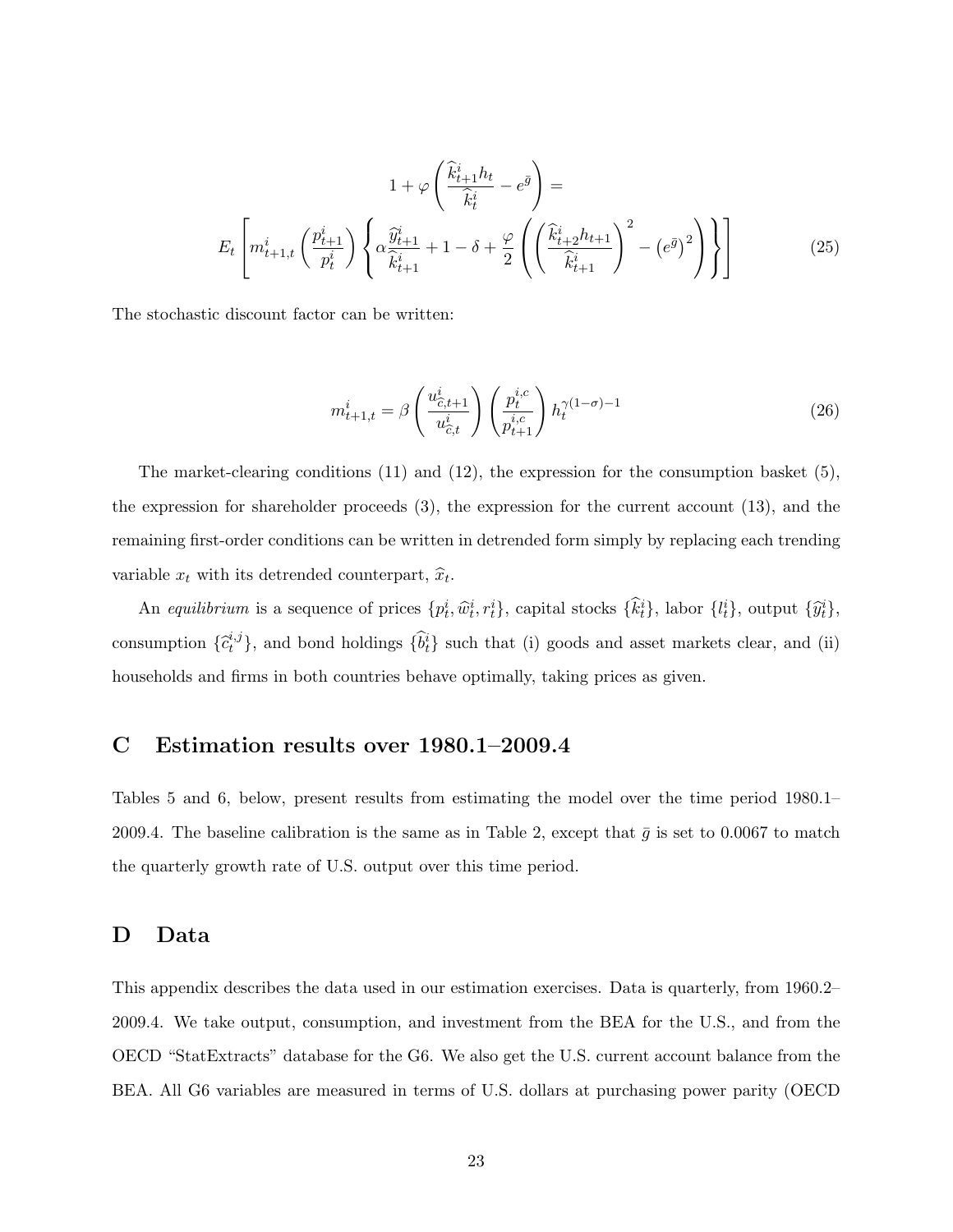$$
1+\varphi\left(\frac{\widehat{k}_{t+1}^{i}h_{t}}{\widehat{k}_{t}^{i}}-e^{\bar{g}}\right)=
$$

$$
E_{t}\left[m_{t+1,t}^{i}\left(\frac{p_{t+1}^{i}}{p_{t}^{i}}\right)\left\{\alpha\frac{\widehat{y}_{t+1}^{i}}{\widehat{k}_{t+1}^{i}}+1-\delta+\frac{\varphi}{2}\left(\left(\frac{\widehat{k}_{t+2}^{i}h_{t+1}}{\widehat{k}_{t+1}^{i}}\right)^{2}-\left(e^{\bar{g}}\right)^{2}\right)\right\}\right] \tag{25}
$$

The stochastic discount factor can be written:

$$
m_{t+1,t}^{i}=\beta\left(\frac{u_{\widehat{c},t+1}^{i}}{u_{\widehat{c},t}^{i}}\right)\left(\frac{p_{t}^{i,c}}{p_{t+1}^{i,c}}\right)h_{t}^{\gamma(1-\sigma)-1} \tag{26}
$$

The market-clearing conditions (11) and (12), the expression for the consumption basket (5), the expression for shareholder proceeds (3), the expression for the current account (13), and the remaining first-order conditions can be written in detrended form simply by replacing each trending variable $x_t$ with its detrended counterpart, $\widehat{x}_t$.

An *equilibrium* is a sequence of prices $\{p_t^i, \widehat{w}_t^i, r_t^i\}$, capital stocks $\{\widehat{k}_t^i\}$, labor $\{l_t^i\}$, output $\{\widehat{y}_t^i\}$, consumption $\{\widehat{c}_t^{i,j}\}$, and bond holdings $\{\widehat{b}_t^i\}$ such that (i) goods and asset markets clear, and (ii) households and firms in both countries behave optimally, taking prices as given.

# C Estimation results over 1980.1–2009.4

Tables 5 and 6, below, present results from estimating the model over the time period 1980.1–2009.4. The baseline calibration is the same as in Table 2, except that $\bar{g}$ is set to 0.0067 to match the quarterly growth rate of U.S. output over this time period.

# D Data

This appendix describes the data used in our estimation exercises. Data is quarterly, from 1960.2–2009.4. We take output, consumption, and investment from the BEA for the U.S., and from the OECD "StatExtracts" database for the G6. We also get the U.S. current account balance from the BEA. All G6 variables are measured in terms of U.S. dollars at purchasing power parity (OECD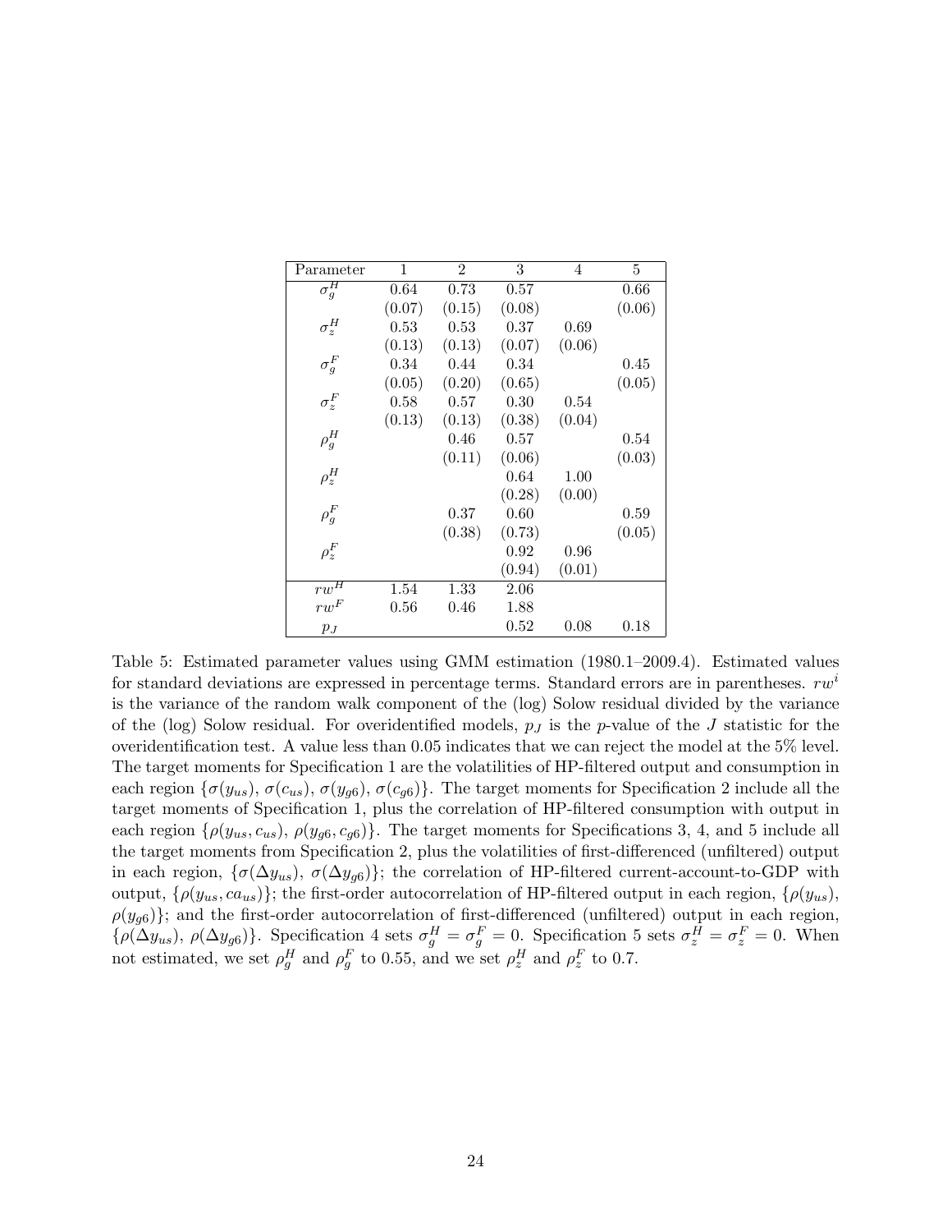| Parameter | 1 | 2 | 3 | 4 | 5 |
|---|---|---|---|---|---|
| $\sigma_g^H$ | 0.64 | 0.73 | 0.57 | | 0.66 |
| | (0.07) | (0.15) | (0.08) | | (0.06) |
| $\sigma_z^H$ | 0.53 | 0.53 | 0.37 | 0.69 | |
| | (0.13) | (0.13) | (0.07) | (0.06) | |
| $\sigma_g^F$ | 0.34 | 0.44 | 0.34 | | 0.45 |
| | (0.05) | (0.20) | (0.65) | | (0.05) |
| $\sigma_z^F$ | 0.58 | 0.57 | 0.30 | 0.54 | |
| | (0.13) | (0.13) | (0.38) | (0.04) | |
| $\rho_g^H$ | | 0.46 | 0.57 | | 0.54 |
| | | (0.11) | (0.06) | | (0.03) |
| $\rho_z^H$ | | | 0.64 | 1.00 | |
| | | | (0.28) | (0.00) | |
| $\rho_g^F$ | | 0.37 | 0.60 | | 0.59 |
| | | (0.38) | (0.73) | | (0.05) |
| $\rho_z^F$ | | | 0.92 | 0.96 | |
| | | | (0.94) | (0.01) | |
| $rw^H$ | 1.54 | 1.33 | 2.06 | | |
| $rw^F$ | 0.56 | 0.46 | 1.88 | | |
| $p_J$ | | | 0.52 | 0.08 | 0.18 |

Table 5: Estimated parameter values using GMM estimation (1980.1–2009.4). Estimated values for standard deviations are expressed in percentage terms. Standard errors are in parentheses. $rw^i$ is the variance of the random walk component of the (log) Solow residual divided by the variance of the (log) Solow residual. For overidentified models, $p_J$ is the $p$-value of the $J$ statistic for the overidentification test. A value less than 0.05 indicates that we can reject the model at the 5% level. The target moments for Specification 1 are the volatilities of HP-filtered output and consumption in each region $\{\sigma(y_{us}),\ \sigma(c_{us}),\ \sigma(y_{g6}),\ \sigma(c_{g6})\}$. The target moments for Specification 2 include all the target moments of Specification 1, plus the correlation of HP-filtered consumption with output in each region $\{\rho(y_{us}, c_{us}),\ \rho(y_{g6}, c_{g6})\}$. The target moments for Specifications 3, 4, and 5 include all the target moments from Specification 2, plus the volatilities of first-differenced (unfiltered) output in each region, $\{\sigma(\Delta y_{us}),\ \sigma(\Delta y_{g6})\}$; the correlation of HP-filtered current-account-to-GDP with output, $\{\rho(y_{us}, ca_{us})\}$; the first-order autocorrelation of HP-filtered output in each region, $\{\rho(y_{us}),\ \rho(y_{g6})\}$; and the first-order autocorrelation of first-differenced (unfiltered) output in each region, $\{\rho(\Delta y_{us}),\ \rho(\Delta y_{g6})\}$. Specification 4 sets $\sigma_g^H = \sigma_g^F = 0$. Specification 5 sets $\sigma_z^H = \sigma_z^F = 0$. When not estimated, we set $\rho_g^H$ and $\rho_g^F$ to 0.55, and we set $\rho_z^H$ and $\rho_z^F$ to 0.7.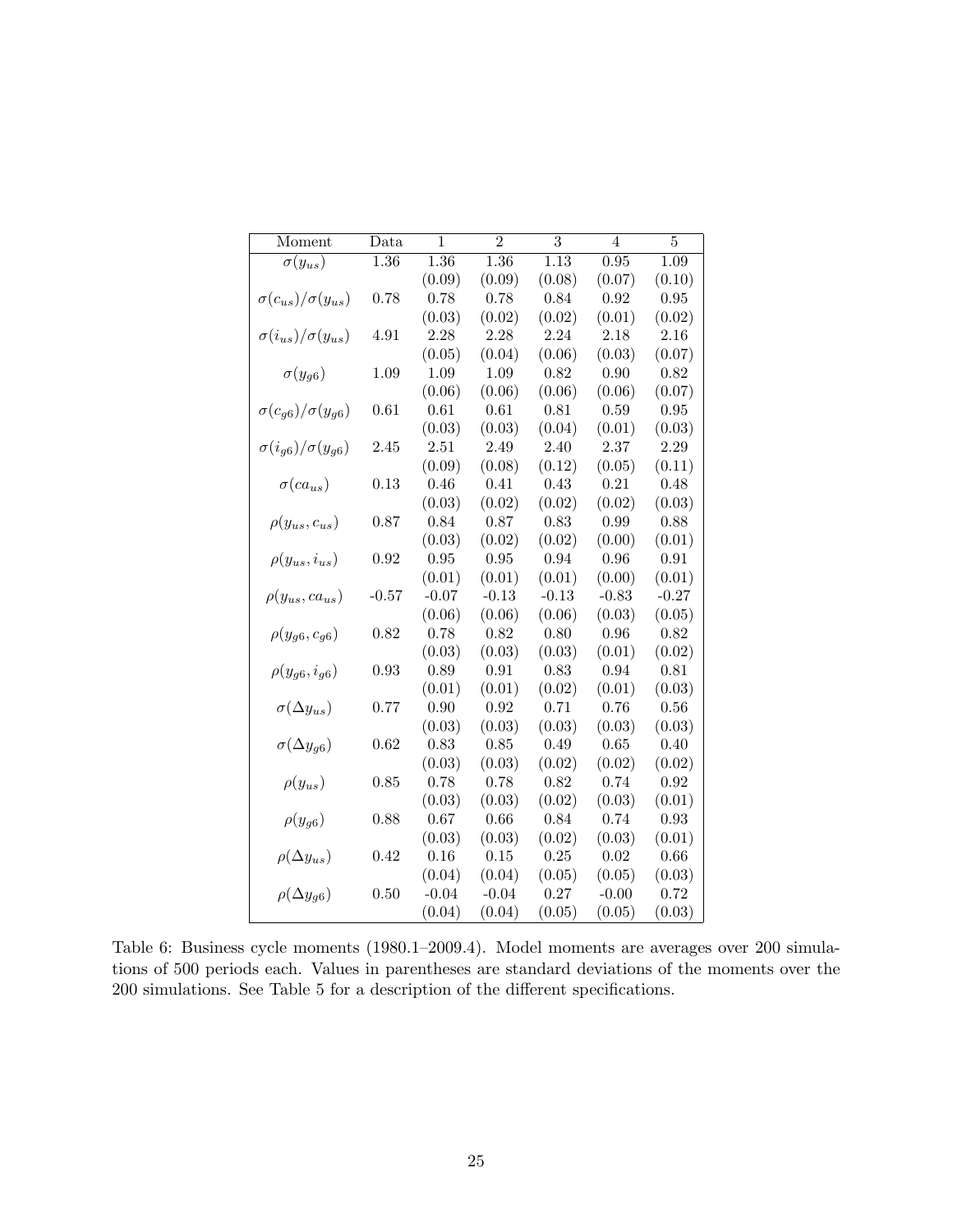| Moment | Data | 1 | 2 | 3 | 4 | 5 |
|---|---|---|---|---|---|---|
| $\sigma(y_{us})$ | 1.36 | 1.36 | 1.36 | 1.13 | 0.95 | 1.09 |
| | | (0.09) | (0.09) | (0.08) | (0.07) | (0.10) |
| $\sigma(c_{us})/\sigma(y_{us})$ | 0.78 | 0.78 | 0.78 | 0.84 | 0.92 | 0.95 |
| | | (0.03) | (0.02) | (0.02) | (0.01) | (0.02) |
| $\sigma(i_{us})/\sigma(y_{us})$ | 4.91 | 2.28 | 2.28 | 2.24 | 2.18 | 2.16 |
| | | (0.05) | (0.04) | (0.06) | (0.03) | (0.07) |
| $\sigma(y_{g6})$ | 1.09 | 1.09 | 1.09 | 0.82 | 0.90 | 0.82 |
| | | (0.06) | (0.06) | (0.06) | (0.06) | (0.07) |
| $\sigma(c_{g6})/\sigma(y_{g6})$ | 0.61 | 0.61 | 0.61 | 0.81 | 0.59 | 0.95 |
| | | (0.03) | (0.03) | (0.04) | (0.01) | (0.03) |
| $\sigma(i_{g6})/\sigma(y_{g6})$ | 2.45 | 2.51 | 2.49 | 2.40 | 2.37 | 2.29 |
| | | (0.09) | (0.08) | (0.12) | (0.05) | (0.11) |
| $\sigma(ca_{us})$ | 0.13 | 0.46 | 0.41 | 0.43 | 0.21 | 0.48 |
| | | (0.03) | (0.02) | (0.02) | (0.02) | (0.03) |
| $\rho(y_{us}, c_{us})$ | 0.87 | 0.84 | 0.87 | 0.83 | 0.99 | 0.88 |
| | | (0.03) | (0.02) | (0.02) | (0.00) | (0.01) |
| $\rho(y_{us}, i_{us})$ | 0.92 | 0.95 | 0.95 | 0.94 | 0.96 | 0.91 |
| | | (0.01) | (0.01) | (0.01) | (0.00) | (0.01) |
| $\rho(y_{us}, ca_{us})$ | -0.57 | -0.07 | -0.13 | -0.13 | -0.83 | -0.27 |
| | | (0.06) | (0.06) | (0.06) | (0.03) | (0.05) |
| $\rho(y_{g6}, c_{g6})$ | 0.82 | 0.78 | 0.82 | 0.80 | 0.96 | 0.82 |
| | | (0.03) | (0.03) | (0.03) | (0.01) | (0.02) |
| $\rho(y_{g6}, i_{g6})$ | 0.93 | 0.89 | 0.91 | 0.83 | 0.94 | 0.81 |
| | | (0.01) | (0.01) | (0.02) | (0.01) | (0.03) |
| $\sigma(\Delta y_{us})$ | 0.77 | 0.90 | 0.92 | 0.71 | 0.76 | 0.56 |
| | | (0.03) | (0.03) | (0.03) | (0.03) | (0.03) |
| $\sigma(\Delta y_{g6})$ | 0.62 | 0.83 | 0.85 | 0.49 | 0.65 | 0.40 |
| | | (0.03) | (0.03) | (0.02) | (0.02) | (0.02) |
| $\rho(y_{us})$ | 0.85 | 0.78 | 0.78 | 0.82 | 0.74 | 0.92 |
| | | (0.03) | (0.03) | (0.02) | (0.03) | (0.01) |
| $\rho(y_{g6})$ | 0.88 | 0.67 | 0.66 | 0.84 | 0.74 | 0.93 |
| | | (0.03) | (0.03) | (0.02) | (0.03) | (0.01) |
| $\rho(\Delta y_{us})$ | 0.42 | 0.16 | 0.15 | 0.25 | 0.02 | 0.66 |
| | | (0.04) | (0.04) | (0.05) | (0.05) | (0.03) |
| $\rho(\Delta y_{g6})$ | 0.50 | -0.04 | -0.04 | 0.27 | -0.00 | 0.72 |
| | | (0.04) | (0.04) | (0.05) | (0.05) | (0.03) |

Table 6: Business cycle moments (1980.1–2009.4). Model moments are averages over 200 simulations of 500 periods each. Values in parentheses are standard deviations of the moments over the 200 simulations. See Table 5 for a description of the different specifications.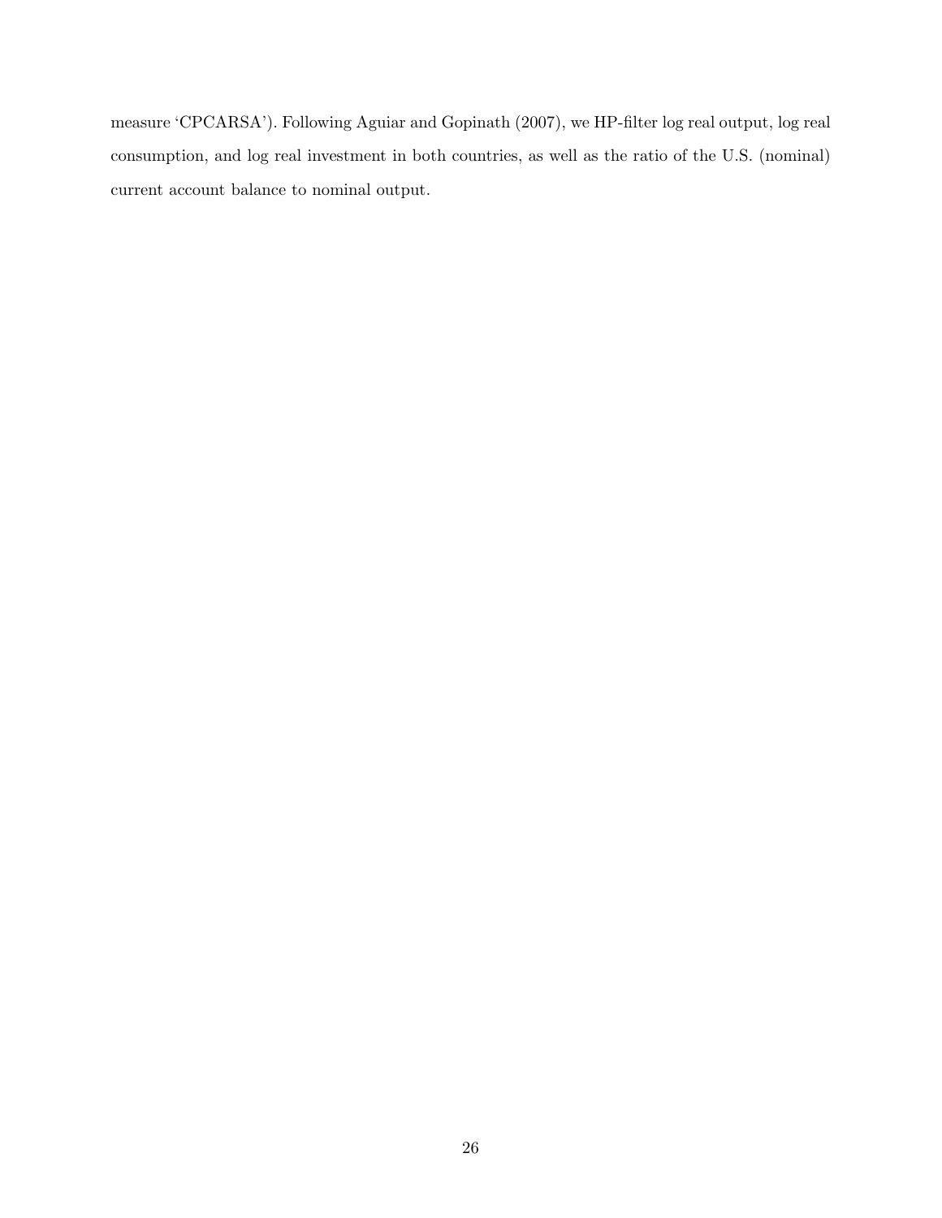measure ‘CPCARSA’). Following Aguiar and Gopinath (2007), we HP-filter log real output, log real consumption, and log real investment in both countries, as well as the ratio of the U.S. (nominal) current account balance to nominal output.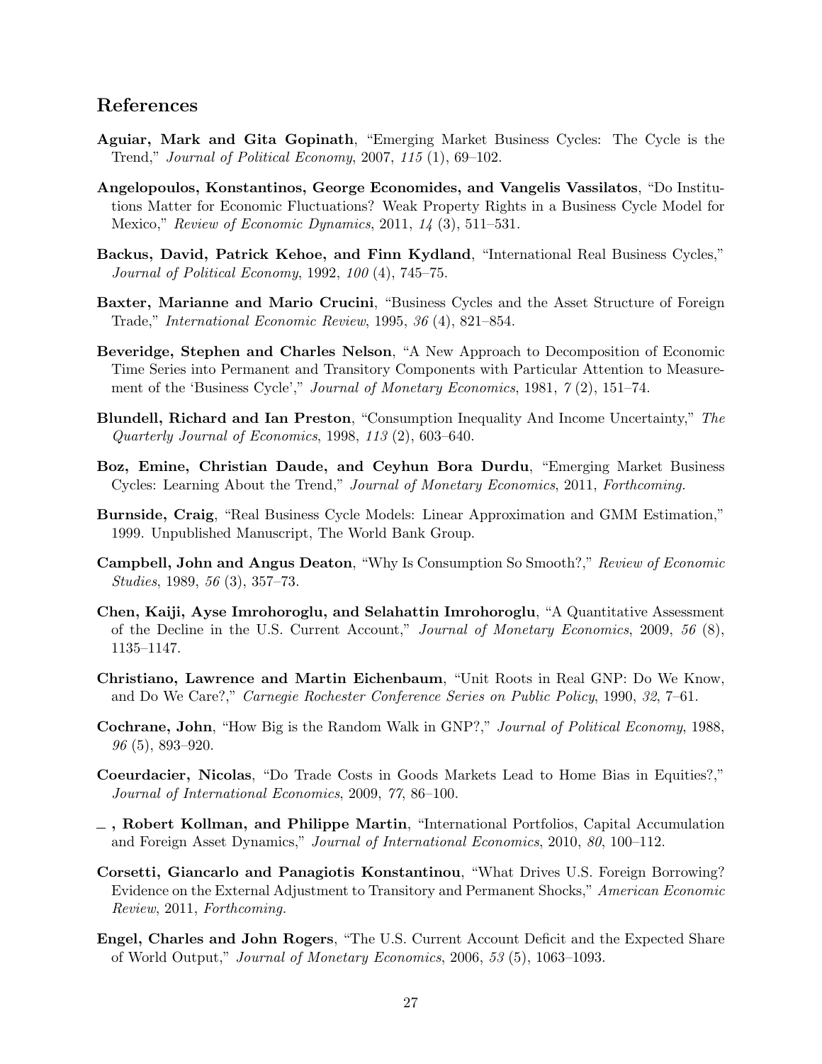## References

**Aguiar, Mark and Gita Gopinath**, "Emerging Market Business Cycles: The Cycle is the Trend," *Journal of Political Economy*, 2007, *115* (1), 69–102.

**Angelopoulos, Konstantinos, George Economides, and Vangelis Vassilatos**, "Do Institutions Matter for Economic Fluctuations? Weak Property Rights in a Business Cycle Model for Mexico," *Review of Economic Dynamics*, 2011, *14* (3), 511–531.

**Backus, David, Patrick Kehoe, and Finn Kydland**, "International Real Business Cycles," *Journal of Political Economy*, 1992, *100* (4), 745–75.

**Baxter, Marianne and Mario Crucini**, "Business Cycles and the Asset Structure of Foreign Trade," *International Economic Review*, 1995, *36* (4), 821–854.

**Beveridge, Stephen and Charles Nelson**, "A New Approach to Decomposition of Economic Time Series into Permanent and Transitory Components with Particular Attention to Measurement of the 'Business Cycle'," *Journal of Monetary Economics*, 1981, *7* (2), 151–74.

**Blundell, Richard and Ian Preston**, "Consumption Inequality And Income Uncertainty," *The Quarterly Journal of Economics*, 1998, *113* (2), 603–640.

**Boz, Emine, Christian Daude, and Ceyhun Bora Durdu**, "Emerging Market Business Cycles: Learning About the Trend," *Journal of Monetary Economics*, 2011, *Forthcoming.*

**Burnside, Craig**, "Real Business Cycle Models: Linear Approximation and GMM Estimation," 1999. Unpublished Manuscript, The World Bank Group.

**Campbell, John and Angus Deaton**, "Why Is Consumption So Smooth?," *Review of Economic Studies*, 1989, *56* (3), 357–73.

**Chen, Kaiji, Ayse Imrohoroglu, and Selahattin Imrohoroglu**, "A Quantitative Assessment of the Decline in the U.S. Current Account," *Journal of Monetary Economics*, 2009, *56* (8), 1135–1147.

**Christiano, Lawrence and Martin Eichenbaum**, "Unit Roots in Real GNP: Do We Know, and Do We Care?," *Carnegie Rochester Conference Series on Public Policy*, 1990, *32*, 7–61.

**Cochrane, John**, "How Big is the Random Walk in GNP?," *Journal of Political Economy*, 1988, *96* (5), 893–920.

**Coeurdacier, Nicolas**, "Do Trade Costs in Goods Markets Lead to Home Bias in Equities?," *Journal of International Economics*, 2009, *77*, 86–100.

**\_ , Robert Kollman, and Philippe Martin**, "International Portfolios, Capital Accumulation and Foreign Asset Dynamics," *Journal of International Economics*, 2010, *80*, 100–112.

**Corsetti, Giancarlo and Panagiotis Konstantinou**, "What Drives U.S. Foreign Borrowing? Evidence on the External Adjustment to Transitory and Permanent Shocks," *American Economic Review*, 2011, *Forthcoming.*

**Engel, Charles and John Rogers**, "The U.S. Current Account Deficit and the Expected Share of World Output," *Journal of Monetary Economics*, 2006, *53* (5), 1063–1093.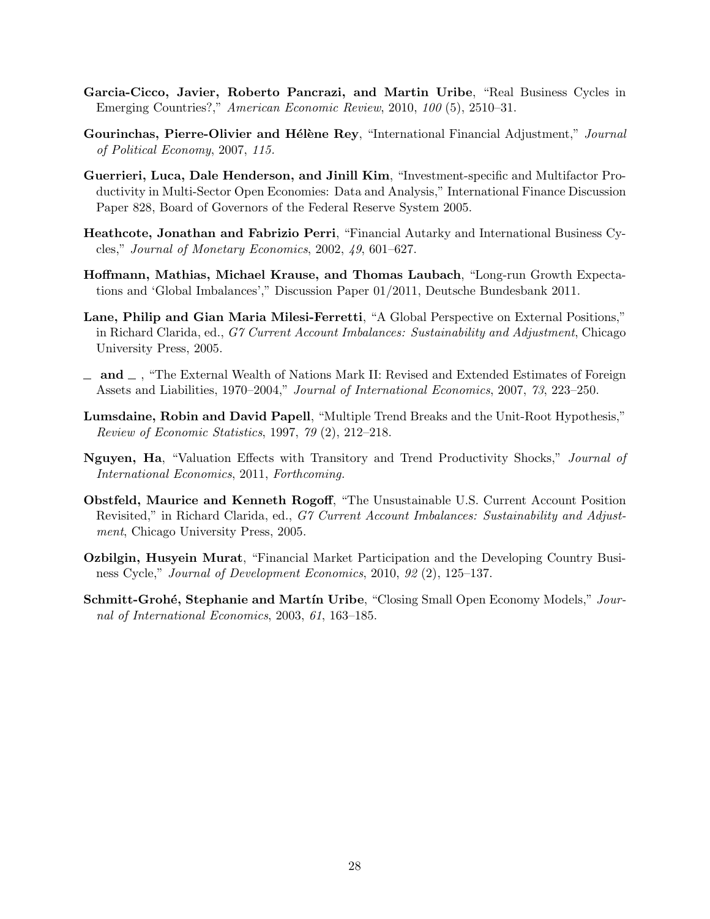**Garcia-Cicco, Javier, Roberto Pancrazi, and Martin Uribe**, "Real Business Cycles in Emerging Countries?," *American Economic Review*, 2010, *100* (5), 2510–31.

**Gourinchas, Pierre-Olivier and Hélène Rey**, "International Financial Adjustment," *Journal of Political Economy*, 2007, *115.*

**Guerrieri, Luca, Dale Henderson, and Jinill Kim**, "Investment-specific and Multifactor Productivity in Multi-Sector Open Economies: Data and Analysis," International Finance Discussion Paper 828, Board of Governors of the Federal Reserve System 2005.

**Heathcote, Jonathan and Fabrizio Perri**, "Financial Autarky and International Business Cycles," *Journal of Monetary Economics*, 2002, *49*, 601–627.

**Hoffmann, Mathias, Michael Krause, and Thomas Laubach**, "Long-run Growth Expectations and 'Global Imbalances'," Discussion Paper 01/2011, Deutsche Bundesbank 2011.

**Lane, Philip and Gian Maria Milesi-Ferretti**, "A Global Perspective on External Positions," in Richard Clarida, ed., *G7 Current Account Imbalances: Sustainability and Adjustment*, Chicago University Press, 2005.

**_ and _** , "The External Wealth of Nations Mark II: Revised and Extended Estimates of Foreign Assets and Liabilities, 1970–2004," *Journal of International Economics*, 2007, *73*, 223–250.

**Lumsdaine, Robin and David Papell**, "Multiple Trend Breaks and the Unit-Root Hypothesis," *Review of Economic Statistics*, 1997, *79* (2), 212–218.

**Nguyen, Ha**, "Valuation Effects with Transitory and Trend Productivity Shocks," *Journal of International Economics*, 2011, *Forthcoming.*

**Obstfeld, Maurice and Kenneth Rogoff**, "The Unsustainable U.S. Current Account Position Revisited," in Richard Clarida, ed., *G7 Current Account Imbalances: Sustainability and Adjustment*, Chicago University Press, 2005.

**Ozbilgin, Husyein Murat**, "Financial Market Participation and the Developing Country Business Cycle," *Journal of Development Economics*, 2010, *92* (2), 125–137.

**Schmitt-Grohé, Stephanie and Martín Uribe**, "Closing Small Open Economy Models," *Journal of International Economics*, 2003, *61*, 163–185.